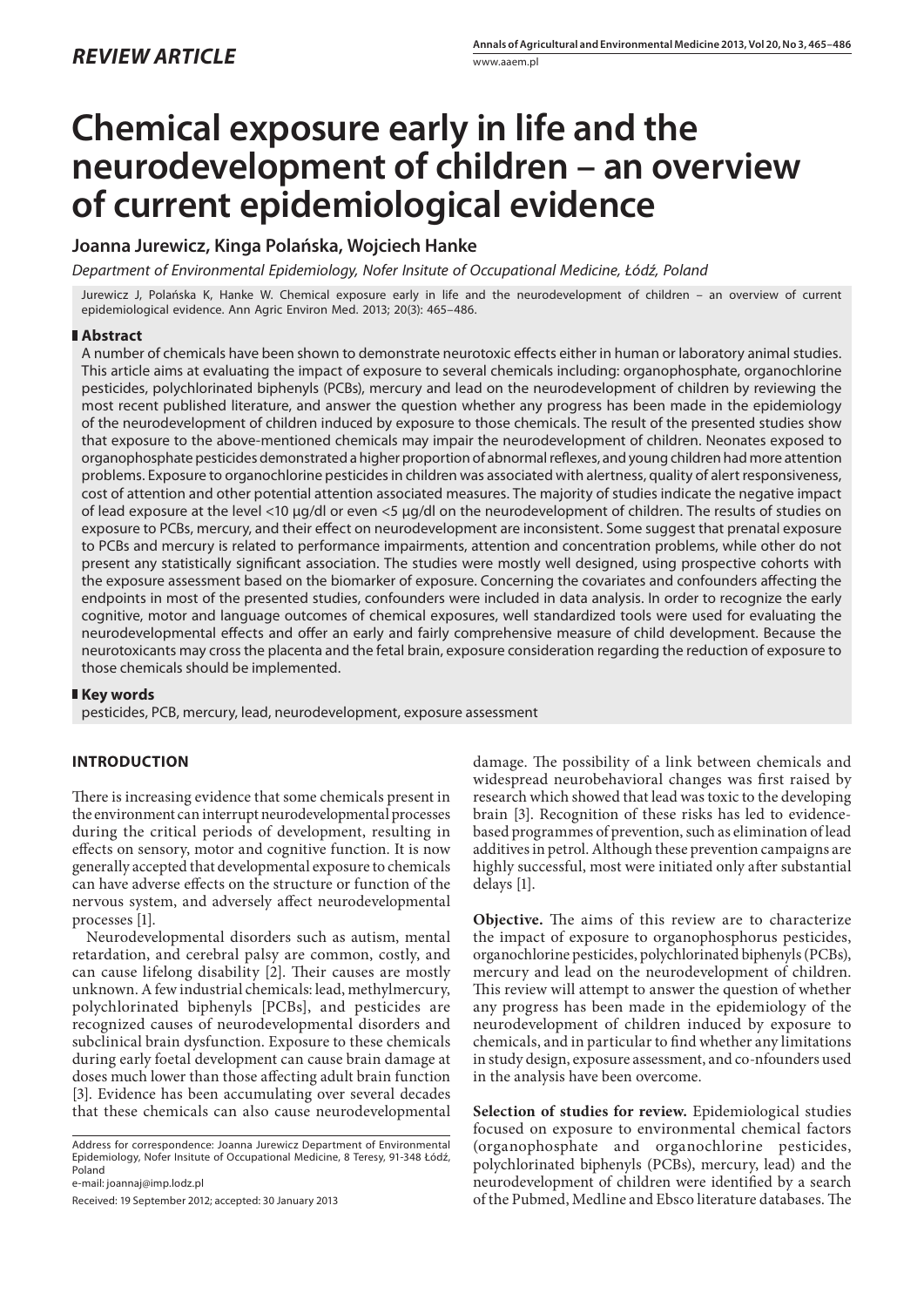*REVIEW ARTICLE*

# Chemical exposure early in life and the neurodevelopment of children – an overview of current epidemiological evidence

## Joanna Jurewicz, Kinga Polańska, Wojciech Hanke

*Department of Environmental Epidemiology, Nofer Insitute of Occupational Medicine, Łódź, Poland*

Jurewicz J, Polańska K, Hanke W. Chemical exposure early in life and the neurodevelopment of children – an overview of current epidemiological evidence. Ann Agric Environ Med. 2013; 20(3): 465–486.

### Abstract

A number of chemicals have been shown to demonstrate neurotoxic effects either in human or laboratory animal studies. This article aims at evaluating the impact of exposure to several chemicals including: organophosphate, organochlorine pesticides, polychlorinated biphenyls (PCBs), mercury and lead on the neurodevelopment of children by reviewing the most recent published literature, and answer the question whether any progress has been made in the epidemiology of the neurodevelopment of children induced by exposure to those chemicals. The result of the presented studies show that exposure to the above-mentioned chemicals may impair the neurodevelopment of children. Neonates exposed to organophosphate pesticides demonstrated a higher proportion of abnormal reflexes, and young children had more attention problems. Exposure to organochlorine pesticides in children was associated with alertness, quality of alert responsiveness, cost of attention and other potential attention associated measures. The majority of studies indicate the negative impact of lead exposure at the level <10 μg/dl or even <5 μg/dl on the neurodevelopment of children. The results of studies on exposure to PCBs, mercury, and their effect on neurodevelopment are inconsistent. Some suggest that prenatal exposure to PCBs and mercury is related to performance impairments, attention and concentration problems, while other do not present any statistically significant association. The studies were mostly well designed, using prospective cohorts with the exposure assessment based on the biomarker of exposure. Concerning the covariates and confounders affecting the endpoints in most of the presented studies, confounders were included in data analysis. In order to recognize the early cognitive, motor and language outcomes of chemical exposures, well standardized tools were used for evaluating the neurodevelopmental effects and offer an early and fairly comprehensive measure of child development. Because the neurotoxicants may cross the placenta and the fetal brain, exposure consideration regarding the reduction of exposure to those chemicals should be implemented.

### Key words

pesticides, PCB, mercury, lead, neurodevelopment, exposure assessment

## INTRODUCTION

There is increasing evidence that some chemicals present in the environment can interrupt neurodevelopmental processes during the critical periods of development, resulting in effects on sensory, motor and cognitive function. It is now generally accepted that developmental exposure to chemicals can have adverse effects on the structure or function of the nervous system, and adversely affect neurodevelopmental processes [1].

Neurodevelopmental disorders such as autism, mental retardation, and cerebral palsy are common, costly, and can cause lifelong disability [2]. Their causes are mostly unknown. A few industrial chemicals: lead, methylmercury, polychlorinated biphenyls [PCBs], and pesticides are recognized causes of neurodevelopmental disorders and subclinical brain dysfunction. Exposure to these chemicals during early foetal development can cause brain damage at doses much lower than those affecting adult brain function [3]. Evidence has been accumulating over several decades that these chemicals can also cause neurodevelopmental damage. The possibility of a link between chemicals and widespread neurobehavioral changes was first raised by research which showed that lead was toxic to the developing brain [3]. Recognition of these risks has led to evidence-based programmes of prevention, such as elimination of lead additives in petrol. Although these prevention campaigns are highly successful, most were initiated only after substantial delays [1].

**Objective.** The aims of this review are to characterize the impact of exposure to organophosphorus pesticides, organochlorine pesticides, polychlorinated biphenyls (PCBs), mercury and lead on the neurodevelopment of children. This review will attempt to answer the question of whether any progress has been made in the epidemiology of the neurodevelopment of children induced by exposure to chemicals, and in particular to find whether any limitations in study design, exposure assessment, and co-nfounders used in the analysis have been overcome.

**Selection of studies for review.** Epidemiological studies focused on exposure to environmental chemical factors (organophosphate and organochlorine pesticides, polychlorinated biphenyls (PCBs), mercury, lead) and the neurodevelopment of children were identified by a search of the Pubmed, Medline and Ebsco literature databases. The

Address for correspondence: Joanna Jurewicz Department of Environmental Epidemiology, Nofer Insitute of Occupational Medicine, 8 Teresy, 91-348 Łódź, Poland
e-mail: joannaj@imp.lodz.pl

Received: 19 September 2012; accepted: 30 January 2013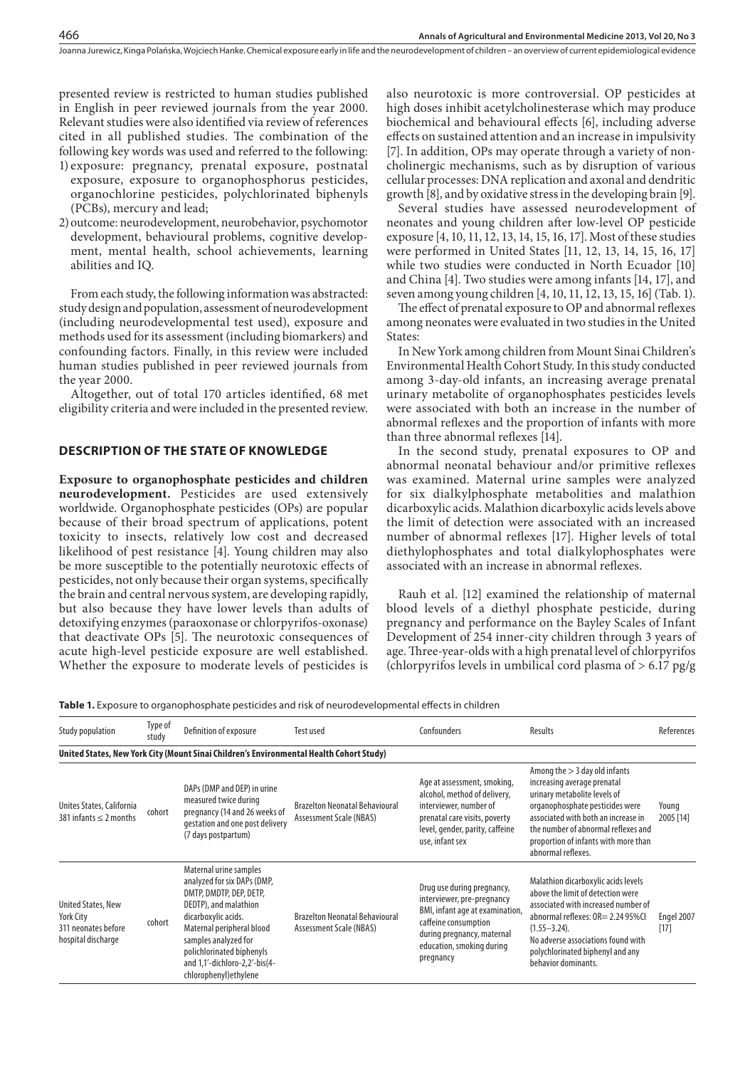presented review is restricted to human studies published in English in peer reviewed journals from the year 2000. Relevant studies were also identified via review of references cited in all published studies. The combination of the following key words was used and referred to the following:

1) exposure: pregnancy, prenatal exposure, postnatal exposure, exposure to organophosphorus pesticides, organochlorine pesticides, polychlorinated biphenyls (PCBs), mercury and lead;
2) outcome: neurodevelopment, neurobehavior, psychomotor development, behavioural problems, cognitive development, mental health, school achievements, learning abilities and IQ.

From each study, the following information was abstracted: study design and population, assessment of neurodevelopment (including neurodevelopmental test used), exposure and methods used for its assessment (including biomarkers) and confounding factors. Finally, in this review were included human studies published in peer reviewed journals from the year 2000.

Altogether, out of total 170 articles identified, 68 met eligibility criteria and were included in the presented review.

## DESCRIPTION OF THE STATE OF KNOWLEDGE

**Exposure to organophosphate pesticides and children neurodevelopment.** Pesticides are used extensively worldwide. Organophosphate pesticides (OPs) are popular because of their broad spectrum of applications, potent toxicity to insects, relatively low cost and decreased likelihood of pest resistance [4]. Young children may also be more susceptible to the potentially neurotoxic effects of pesticides, not only because their organ systems, specifically the brain and central nervous system, are developing rapidly, but also because they have lower levels than adults of detoxifying enzymes (paraoxonase or chlorpyrifos-oxonase) that deactivate OPs [5]. The neurotoxic consequences of acute high-level pesticide exposure are well established. Whether the exposure to moderate levels of pesticides is also neurotoxic is more controversial. OP pesticides at high doses inhibit acetylcholinesterase which may produce biochemical and behavioural effects [6], including adverse effects on sustained attention and an increase in impulsivity [7]. In addition, OPs may operate through a variety of non-cholinergic mechanisms, such as by disruption of various cellular processes: DNA replication and axonal and dendritic growth [8], and by oxidative stress in the developing brain [9].

Several studies have assessed neurodevelopment of neonates and young children after low-level OP pesticide exposure [4, 10, 11, 12, 13, 14, 15, 16, 17]. Most of these studies were performed in United States [11, 12, 13, 14, 15, 16, 17] while two studies were conducted in North Ecuador [10] and China [4]. Two studies were among infants [14, 17], and seven among young children [4, 10, 11, 12, 13, 15, 16] (Tab. 1).

The effect of prenatal exposure to OP and abnormal reflexes among neonates were evaluated in two studies in the United States:

In New York among children from Mount Sinai Children's Environmental Health Cohort Study. In this study conducted among 3-day-old infants, an increasing average prenatal urinary metabolite of organophosphates pesticides levels were associated with both an increase in the number of abnormal reflexes and the proportion of infants with more than three abnormal reflexes [14].

In the second study, prenatal exposures to OP and abnormal neonatal behaviour and/or primitive reflexes was examined. Maternal urine samples were analyzed for six dialkylphosphate metabolities and malathion dicarboxylic acids. Malathion dicarboxylic acids levels above the limit of detection were associated with an increased number of abnormal reflexes [17]. Higher levels of total diethylophosphates and total dialkylophosphates were associated with an increase in abnormal reflexes.

Rauh et al. [12] examined the relationship of maternal blood levels of a diethyl phosphate pesticide, during pregnancy and performance on the Bayley Scales of Infant Development of 254 inner-city children through 3 years of age. Three-year-olds with a high prenatal level of chlorpyrifos (chlorpyrifos levels in umbilical cord plasma of > 6.17 pg/g

**Table 1.** Exposure to organophosphate pesticides and risk of neurodevelopmental effects in children

| Study population | Type of study | Definition of exposure | Test used | Confounders | Results | References |
|---|---|---|---|---|---|---|
| **United States, New York City (Mount Sinai Children's Environmental Health Cohort Study)** | | | | | | |
| Unites States, California 381 infants ≤ 2 months | cohort | DAPs (DMP and DEP) in urine measured twice during pregnancy (14 and 26 weeks of gestation and one post delivery (7 days postpartum) | Brazelton Neonatal Behavioural Assessment Scale (NBAS) | Age at assessment, smoking, alcohol, method of delivery, interviewer, number of prenatal care visits, poverty level, gender, parity, caffeine use, infant sex | Among the > 3 day old infants increasing average prenatal urinary metabolite levels of organophosphate pesticides were associated with both an increase in the number of abnormal reflexes and the proportion of infants with more than three abnormal reflexes. | Young 2005 [14] |
| United States, New York City 311 neonates before hospital discharge | cohort | Maternal urine samples analyzed for six DAPs (DMP, DMTP, DMDTP, DEP, DETP, DEDTP), and malathion dicarboxylic acids. Maternal peripheral blood samples analyzed for polichlorinated biphenyls and 1,1'-dichloro-2,2'-bis(4-chlorophenyl)ethylene | Brazelton Neonatal Behavioural Assessment Scale (NBAS) | Drug use during pregnancy, interviewer, pre-pregnancy BMI, infant age at examination, caffeine consumption during pregnancy, maternal education, smoking during pregnancy | Malathion dicarboxylic acids levels above the limit of detection were associated with increased number of abnormal reflexes: OR= 2.24 95%CI (1.55–3.24). No adverse associations found with polychlorinated biphenyl and any behavior dominants. | Engel 2007 [17] |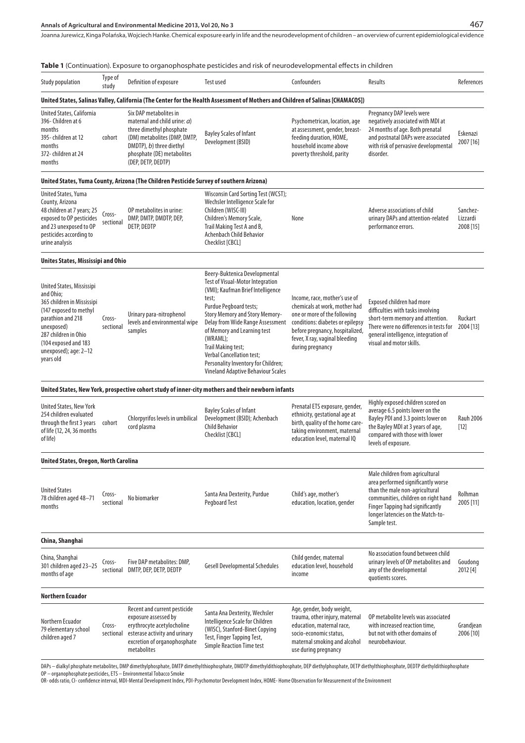**Table 1** (Continuation). Exposure to organophosphate pesticides and risk of neurodevelopmental effects in children

| Study population | Type of study | Definition of exposure | Test used | Confounders | Results | References |
|---|---|---|---|---|---|---|
| **United States, Salinas Valley, California (The Center for the Health Assessment of Mothers and Children of Salinas [CHAMACOS])** | | | | | | |
| United States, California 396- Children at 6 months 395- children at 12 months 372- children at 24 months | cohort | Six DAP metabolites in maternal and child urine: *a*) three dimethyl phosphate (DM) metabolites (DMP, DMTP, DMDTP), *b*) three diethyl phosphate (DE) metabolites (DEP, DETP, DEDTP) | Bayley Scales of Infant Development (BSID) | Psychometrican, location, age at assessment, gender, breast-feeding duration, HOME, household income above poverty threshold, parity | Pregnancy DAP levels were negatively associated with MDI at 24 months of age. Both prenatal and postnatal DAPs were associated with risk of pervasive developmental disorder. | Eskenazi 2007 [16] |
| **United States, Yuma County, Arizona (The Children Pesticide Survey of southern Arizona)** | | | | | | |
| United States, Yuma County, Arizona 48 children at 7 years; 25 exposed to OP pesticides and 23 unexposed to OP pesticides according to urine analysis | Cross-sectional | OP metabolites in urine: DMP, DMTP, DMDTP, DEP, DETP, DEDTP | Wisconsin Card Sorting Test (WCST); Wechsler Intelligence Scale for Children (WISC-III) Children's Memory Scale, Trail Making Test A and B, Achenbach Child Behavior Checklist [CBCL] | None | Adverse associations of child urinary DAPs and attention-related performance errors. | Sanchez-Lizzardi 2008 [15] |
| **Unites States, Mississipi and Ohio** | | | | | | |
| United States, Mississipi and Ohio; 365 children in Mississipi (147 exposed to methyl parathion and 218 unexposed) 287 children in Ohio (104 exposed and 183 unexposed); age: 2–12 years old | Cross-sectional | Urinary para-nitrophenol levels and environmental wipe samples | Beery-Buktenica Developmental Test of Visual-Motor Integration (VMI); Kaufman Brief Intelligence test; Purdue Pegboard tests; Story Memory and Story Memory-Delay from Wide Range Assessment of Memory and Learning test (WRAML); Trail Making test; Verbal Cancellation test; Personality Inventory for Children; Vineland Adaptive Behaviour Scales | Income, race, mother's use of chemicals at work, mother had one or more of the following conditions: diabetes or epilepsy before pregnancy, hospitalized, fever, X ray, vaginal bleeding during pregnancy | Exposed children had more difficulties with tasks involving short-term memory and attention. There were no differences in tests for general intelligence, integration of visual and motor skills. | Ruckart 2004 [13] |
| **United States, New York, prospective cohort study of inner-city mothers and their newborn infants** | | | | | | |
| United States, New York 254 children evaluated through the first 3 years of life (12, 24, 36 months of life) | cohort | Chlorpyrifos levels in umbilical cord plasma | Bayley Scales of Infant Development (BSID); Achenbach Child Behavior Checklist [CBCL] | Prenatal ETS exposure, gender, ethnicity, gestational age at birth, quality of the home care-taking environment, maternal education level, maternal IQ | Highly exposed children scored on average 6.5 points lower on the Bayley PDI and 3.3 points lower on the Bayley MDI at 3 years of age, compared with those with lower levels of exposure. | Rauh 2006 [12] |
| **United States, Oregon, North Carolina** | | | | | | |
| United States 78 children aged 48–71 months | Cross-sectional | No biomarker | Santa Ana Dexterity, Purdue Pegboard Test | Child's age, mother's education, location, gender | Male children from agricultural area performed significantly worse than the male non-agricultural communities, children on right hand Finger Tapping had significantly longer latencies on the Match-to-Sample test. | Rolhman 2005 [11] |
| **China, Shanghai** | | | | | | |
| China, Shanghai 301 children aged 23–25 months of age | Cross-sectional | Five DAP metabolites: DMP, DMTP, DEP, DETP, DEDTP | Gesell Developmental Schedules | Child gender, maternal education level, household income | No association found between child urinary levels of OP metabolites and any of the developmental quotients scores. | Goudong 2012 [4] |
| **Northern Ecuador** | | | | | | |
| Northern Ecuador 79 elementary school children aged 7 | Cross-sectional | Recent and current pesticide exposure assessed by erythrocyte acetylocholine esterase activity and urinary excretion of organophosphate metabolites | Santa Ana Dexterity, Wechsler Intelligence Scale for Children (WISC), Stanford-Binet Copying Test, Finger Tapping Test, Simple Reaction Time test | Age, gender, body weight, trauma, other injury, maternal education, maternal race, socio-economic status, maternal smoking and alcohol use during pregnancy | OP metabolite levels was associated with increased reaction time, but not with other domains of neurobehaviour. | Grandjean 2006 [10] |

DAPs – dialkyl phosphate metabolites, DMP dimethylphosphate, DMTP dimethylthiophosphate, DMDTP dimethyldithiophosphate, DEP diethylphosphate, DETP diethylthiophosphate, DEDTP diethyldithiophosphate
OP – organophosphate pesticides, ETS – Environmental Tobacco Smoke
OR- odds ratio, CI- confidence interval, MDI-Mental Development Index, PDI-Psychomotor Development Index, HOME- Home Observation for Measurement of the Environment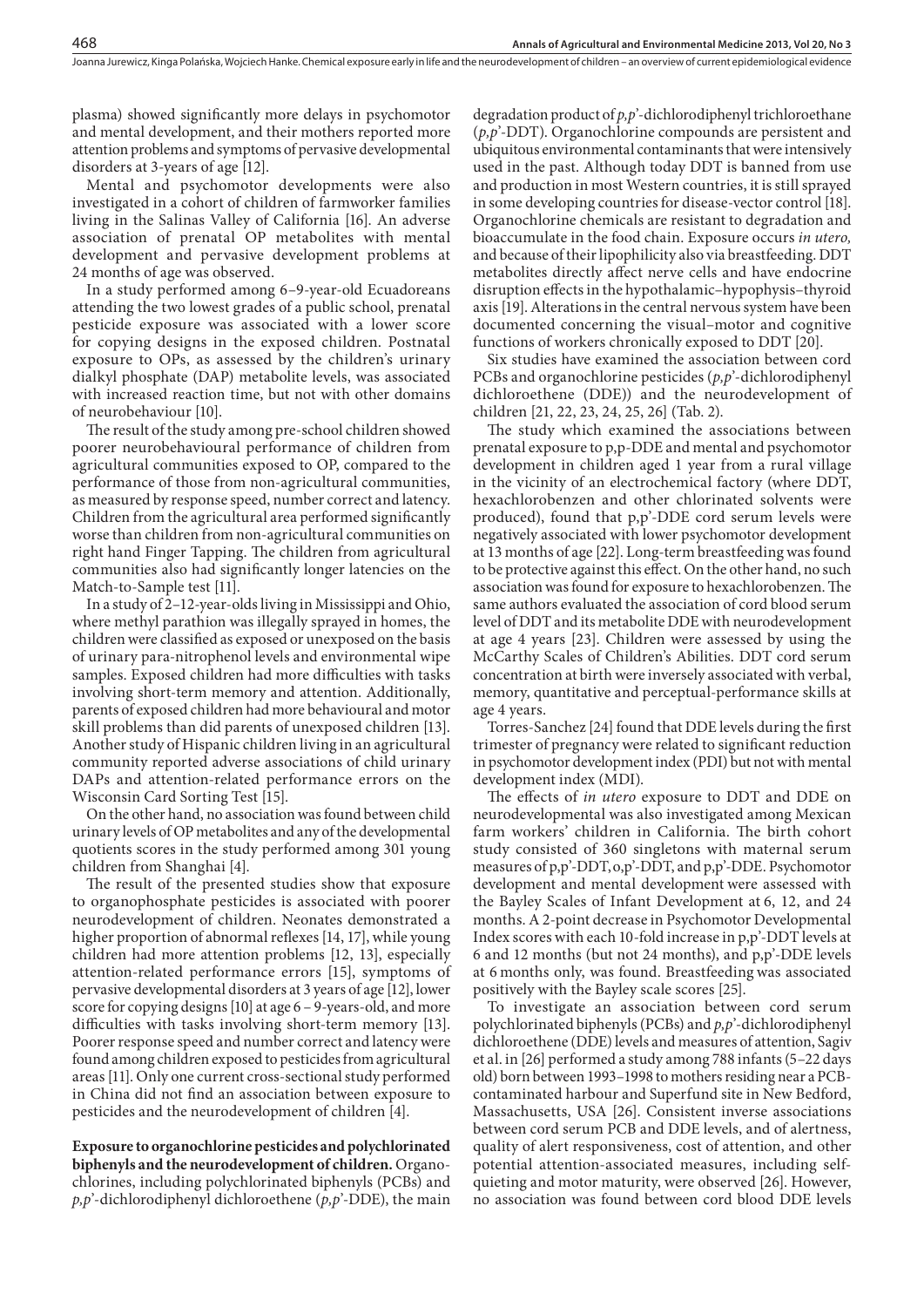plasma) showed significantly more delays in psychomotor and mental development, and their mothers reported more attention problems and symptoms of pervasive developmental disorders at 3-years of age [12].

Mental and psychomotor developments were also investigated in a cohort of children of farmworker families living in the Salinas Valley of California [16]. An adverse association of prenatal OP metabolites with mental development and pervasive development problems at 24 months of age was observed.

In a study performed among 6–9-year-old Ecuadoreans attending the two lowest grades of a public school, prenatal pesticide exposure was associated with a lower score for copying designs in the exposed children. Postnatal exposure to OPs, as assessed by the children's urinary dialkyl phosphate (DAP) metabolite levels, was associated with increased reaction time, but not with other domains of neurobehaviour [10].

The result of the study among pre-school children showed poorer neurobehavioural performance of children from agricultural communities exposed to OP, compared to the performance of those from non-agricultural communities, as measured by response speed, number correct and latency. Children from the agricultural area performed significantly worse than children from non-agricultural communities on right hand Finger Tapping. The children from agricultural communities also had significantly longer latencies on the Match-to-Sample test [11].

In a study of 2–12-year-olds living in Mississippi and Ohio, where methyl parathion was illegally sprayed in homes, the children were classified as exposed or unexposed on the basis of urinary para-nitrophenol levels and environmental wipe samples. Exposed children had more difficulties with tasks involving short-term memory and attention. Additionally, parents of exposed children had more behavioural and motor skill problems than did parents of unexposed children [13]. Another study of Hispanic children living in an agricultural community reported adverse associations of child urinary DAPs and attention-related performance errors on the Wisconsin Card Sorting Test [15].

On the other hand, no association was found between child urinary levels of OP metabolites and any of the developmental quotients scores in the study performed among 301 young children from Shanghai [4].

The result of the presented studies show that exposure to organophosphate pesticides is associated with poorer neurodevelopment of children. Neonates demonstrated a higher proportion of abnormal reflexes [14, 17], while young children had more attention problems [12, 13], especially attention-related performance errors [15], symptoms of pervasive developmental disorders at 3 years of age [12], lower score for copying designs [10] at age 6 – 9-years-old, and more difficulties with tasks involving short-term memory [13]. Poorer response speed and number correct and latency were found among children exposed to pesticides from agricultural areas [11]. Only one current cross-sectional study performed in China did not find an association between exposure to pesticides and the neurodevelopment of children [4].

**Exposure to organochlorine pesticides and polychlorinated biphenyls and the neurodevelopment of children.** Organochlorines, including polychlorinated biphenyls (PCBs) and *p,p*'-dichlorodiphenyl dichloroethene (*p,p*'-DDE), the main degradation product of *p,p*'-dichlorodiphenyl trichloroethane (*p,p*'-DDT). Organochlorine compounds are persistent and ubiquitous environmental contaminants that were intensively used in the past. Although today DDT is banned from use and production in most Western countries, it is still sprayed in some developing countries for disease-vector control [18]. Organochlorine chemicals are resistant to degradation and bioaccumulate in the food chain. Exposure occurs *in utero,* and because of their lipophilicity also via breastfeeding. DDT metabolites directly affect nerve cells and have endocrine disruption effects in the hypothalamic–hypophysis–thyroid axis [19]. Alterations in the central nervous system have been documented concerning the visual–motor and cognitive functions of workers chronically exposed to DDT [20].

Six studies have examined the association between cord PCBs and organochlorine pesticides (*p,p*'-dichlorodiphenyl dichloroethene (DDE)) and the neurodevelopment of children [21, 22, 23, 24, 25, 26] (Tab. 2).

The study which examined the associations between prenatal exposure to p,p'-DDE and mental and psychomotor development in children aged 1 year from a rural village in the vicinity of an electrochemical factory (where DDT, hexachlorobenzen and other chlorinated solvents were produced), found that p,p'-DDE cord serum levels were negatively associated with lower psychomotor development at 13 months of age [22]. Long-term breastfeeding was found to be protective against this effect. On the other hand, no such association was found for exposure to hexachlorobenzen. The same authors evaluated the association of cord blood serum level of DDT and its metabolite DDE with neurodevelopment at age 4 years [23]. Children were assessed by using the McCarthy Scales of Children's Abilities. DDT cord serum concentration at birth were inversely associated with verbal, memory, quantitative and perceptual-performance skills at age 4 years.

Torres-Sanchez [24] found that DDE levels during the first trimester of pregnancy were related to significant reduction in psychomotor development index (PDI) but not with mental development index (MDI).

The effects of *in utero* exposure to DDT and DDE on neurodevelopmental was also investigated among Mexican farm workers' children in California. The birth cohort study consisted of 360 singletons with maternal serum measures of p,p'-DDT, o,p'-DDT, and p,p'-DDE. Psychomotor development and mental development were assessed with the Bayley Scales of Infant Development at 6, 12, and 24 months. A 2-point decrease in Psychomotor Developmental Index scores with each 10-fold increase in p,p'-DDT levels at 6 and 12 months (but not 24 months), and p,p'-DDE levels at 6 months only, was found. Breastfeeding was associated positively with the Bayley scale scores [25].

To investigate an association between cord serum polychlorinated biphenyls (PCBs) and *p,p*'-dichlorodiphenyl dichloroethene (DDE) levels and measures of attention, Sagiv et al. in [26] performed a study among 788 infants (5–22 days old) born between 1993–1998 to mothers residing near a PCB-contaminated harbour and Superfund site in New Bedford, Massachusetts, USA [26]. Consistent inverse associations between cord serum PCB and DDE levels, and of alertness, quality of alert responsiveness, cost of attention, and other potential attention-associated measures, including self-quieting and motor maturity, were observed [26]. However, no association was found between cord blood DDE levels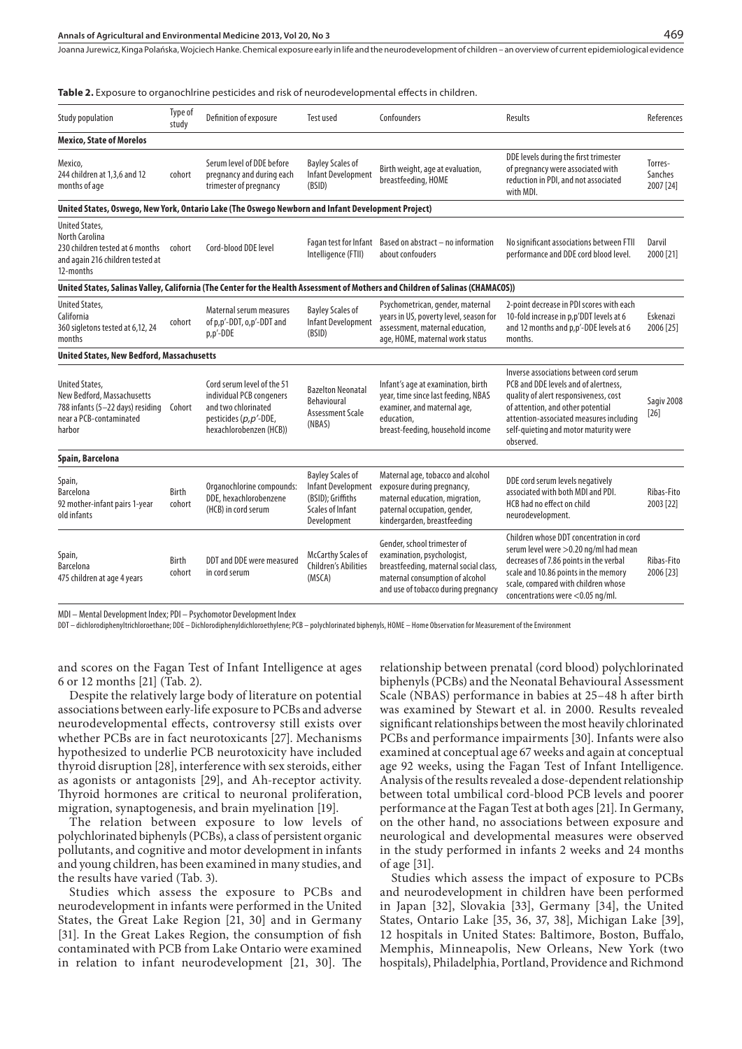**Table 2.** Exposure to organochlrine pesticides and risk of neurodevelopmental effects in children.

| Study population | Type of study | Definition of exposure | Test used | Confounders | Results | References |
|---|---|---|---|---|---|---|
| **Mexico, State of Morelos** | | | | | | |
| Mexico, 244 children at 1,3,6 and 12 months of age | cohort | Serum level of DDE before pregnancy and during each trimester of pregnancy | Bayley Scales of Infant Development (BSID) | Birth weight, age at evaluation, breastfeeding, HOME | DDE levels during the first trimester of pregnancy were associated with reduction in PDI, and not associated with MDI. | Torres-Sanches 2007 [24] |
| **United States, Oswego, New York, Ontario Lake (The Oswego Newborn and Infant Development Project)** | | | | | | |
| United States, North Carolina 230 children tested at 6 months and again 216 children tested at 12-months | cohort | Cord-blood DDE level | Fagan test for Infant Intelligence (FTII) | Based on abstract – no information about confounders | No significant associations between FTII performance and DDE cord blood level. | Darvil 2000 [21] |
| **United States, Salinas Valley, California (The Center for the Health Assessment of Mothers and Children of Salinas (CHAMACOS))** | | | | | | |
| United States, California 360 singletons tested at 6,12, 24 months | cohort | Maternal serum measures of p,p'-DDT, o,p'-DDT and p,p'-DDE | Bayley Scales of Infant Development (BSID) | Psychometrican, gender, maternal years in US, poverty level, season for assessment, maternal education, age, HOME, maternal work status | 2-point decrease in PDI scores with each 10-fold increase in p,p'DDT levels at 6 and 12 months and p,p'-DDE levels at 6 months. | Eskenazi 2006 [25] |
| **United States, New Bedford, Massachusetts** | | | | | | |
| United States, New Bedford, Massachusetts 788 infants (5–22 days) residing near a PCB-contaminated harbor | Cohort | Cord serum level of the 51 individual PCB congeners and two chlorinated pesticides (*p,p'*-DDE, hexachlorobenzen (HCB)) | Bazelton Neonatal Behavioural Assessment Scale (NBAS) | Infant's age at examination, birth year, time since last feeding, NBAS examiner, and maternal age, education, breast-feeding, household income | Inverse associations between cord serum PCB and DDE levels and of alertness, quality of alert responsiveness, cost of attention, and other potential attention-associated measures including self-quieting and motor maturity were observed. | Sagiv 2008 [26] |
| **Spain, Barcelona** | | | | | | |
| Spain, Barcelona 92 mother-infant pairs 1-year old infants | Birth cohort | Organochlorine compounds: DDE, hexachlorobenzene (HCB) in cord serum | Bayley Scales of Infant Development (BSID); Griffiths Scales of Infant Development | Maternal age, tobacco and alcohol exposure during pregnancy, maternal education, migration, paternal occupation, gender, kindergarden, breastfeeding | DDE cord serum levels negatively associated with both MDI and PDI. HCB had no effect on child neurodevelopment. | Ribas-Fito 2003 [22] |
| Spain, Barcelona 475 children at age 4 years | Birth cohort | DDT and DDE were measured in cord serum | McCarthy Scales of Children's Abilities (MSCA) | Gender, school trimester of examination, psychologist, breastfeeding, maternal social class, maternal consumption of alcohol and use of tobacco during pregnancy | Children whose DDT concentration in cord serum level were >0.20 ng/ml had mean decreases of 7.86 points in the verbal scale and 10.86 points in the memory scale, compared with children whose concentrations were <0.05 ng/ml. | Ribas-Fito 2006 [23] |

MDI – Mental Development Index; PDI – Psychomotor Development Index

DDT – dichlorodiphenyltrichloroethane; DDE – Dichlorodiphenyldichloroethylene; PCB – polychlorinated biphenyls, HOME – Home Observation for Measurement of the Environment

and scores on the Fagan Test of Infant Intelligence at ages 6 or 12 months [21] (Tab. 2).

Despite the relatively large body of literature on potential associations between early-life exposure to PCBs and adverse neurodevelopmental effects, controversy still exists over whether PCBs are in fact neurotoxicants [27]. Mechanisms hypothesized to underlie PCB neurotoxicity have included thyroid disruption [28], interference with sex steroids, either as agonists or antagonists [29], and Ah-receptor activity. Thyroid hormones are critical to neuronal proliferation, migration, synaptogenesis, and brain myelination [19].

The relation between exposure to low levels of polychlorinated biphenyls (PCBs), a class of persistent organic pollutants, and cognitive and motor development in infants and young children, has been examined in many studies, and the results have varied (Tab. 3).

Studies which assess the exposure to PCBs and neurodevelopment in infants were performed in the United States, the Great Lake Region [21, 30] and in Germany [31]. In the Great Lakes Region, the consumption of fish contaminated with PCB from Lake Ontario were examined in relation to infant neurodevelopment [21, 30]. The relationship between prenatal (cord blood) polychlorinated biphenyls (PCBs) and the Neonatal Behavioural Assessment Scale (NBAS) performance in babies at 25–48 h after birth was examined by Stewart et al. in 2000. Results revealed significant relationships between the most heavily chlorinated PCBs and performance impairments [30]. Infants were also examined at conceptual age 67 weeks and again at conceptual age 92 weeks, using the Fagan Test of Infant Intelligence. Analysis of the results revealed a dose-dependent relationship between total umbilical cord-blood PCB levels and poorer performance at the Fagan Test at both ages [21]. In Germany, on the other hand, no associations between exposure and neurological and developmental measures were observed in the study performed in infants 2 weeks and 24 months of age [31].

Studies which assess the impact of exposure to PCBs and neurodevelopment in children have been performed in Japan [32], Slovakia [33], Germany [34], the United States, Ontario Lake [35, 36, 37, 38], Michigan Lake [39], 12 hospitals in United States: Baltimore, Boston, Buffalo, Memphis, Minneapolis, New Orleans, New York (two hospitals), Philadelphia, Portland, Providence and Richmond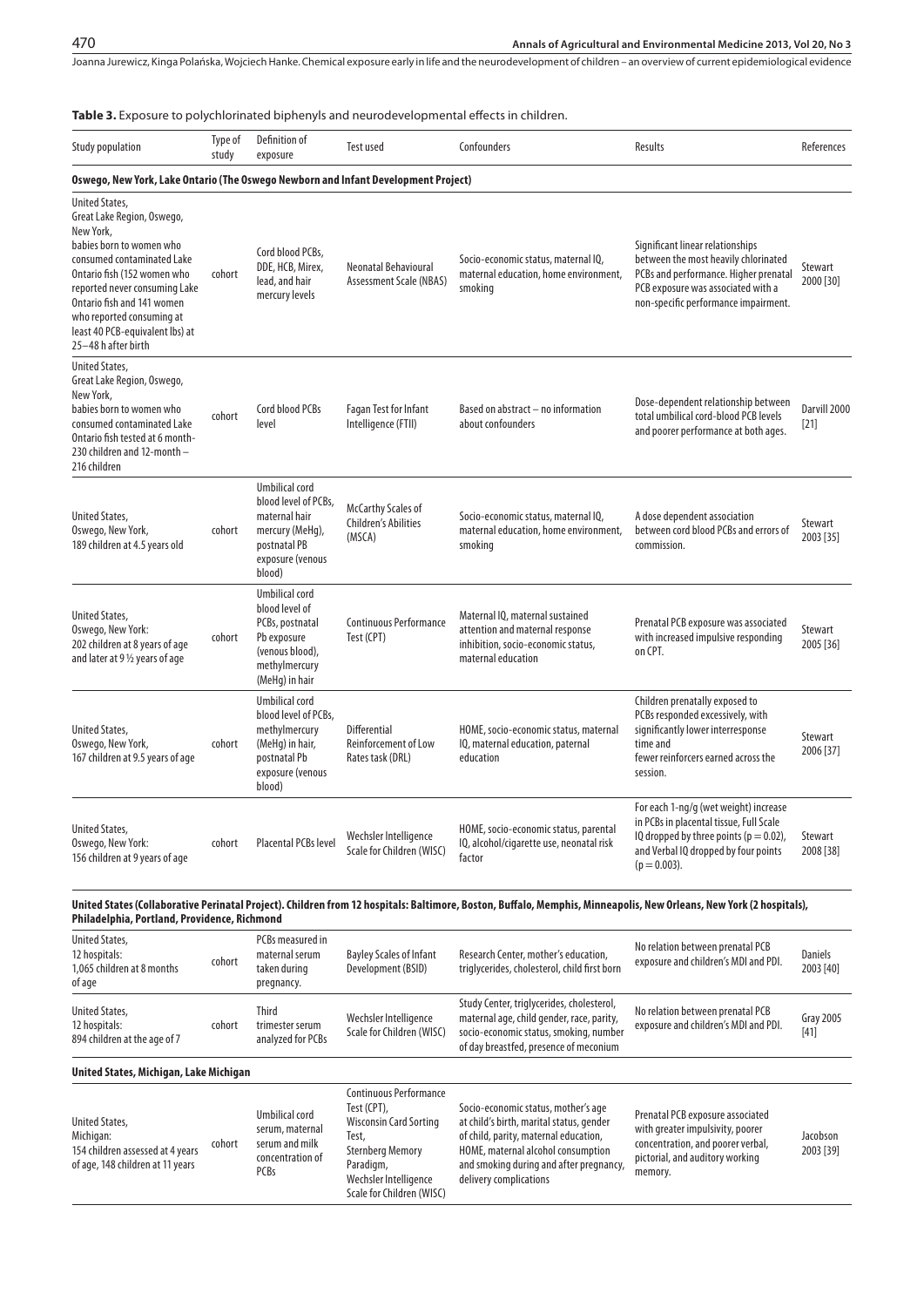**Table 3.** Exposure to polychlorinated biphenyls and neurodevelopmental effects in children.

| Study population | Type of study | Definition of exposure | Test used | Confounders | Results | References |
|---|---|---|---|---|---|---|
| **Oswego, New York, Lake Ontario (The Oswego Newborn and Infant Development Project)** | | | | | | |
| United States, Great Lake Region, Oswego, New York, babies born to women who consumed contaminated Lake Ontario fish (152 women who reported never consuming Lake Ontario fish and 141 women who reported consuming at least 40 PCB-equivalent lbs) at 25–48 h after birth | cohort | Cord blood PCBs, DDE, HCB, Mirex, lead, and hair mercury levels | Neonatal Behavioural Assessment Scale (NBAS) | Socio-economic status, maternal IQ, maternal education, home environment, smoking | Significant linear relationships between the most heavily chlorinated PCBs and performance. Higher prenatal PCB exposure was associated with a non-specific performance impairment. | Stewart 2000 [30] |
| United States, Great Lake Region, Oswego, New York, babies born to women who consumed contaminated Lake Ontario fish tested at 6 month-230 children and 12-month – 216 children | cohort | Cord blood PCBs level | Fagan Test for Infant Intelligence (FTII) | Based on abstract – no information about confounders | Dose-dependent relationship between total umbilical cord-blood PCB levels and poorer performance at both ages. | Darvill 2000 [21] |
| United States, Oswego, New York, 189 children at 4.5 years old | cohort | Umbilical cord blood level of PCBs, maternal hair mercury (MeHg), postnatal PB exposure (venous blood) | McCarthy Scales of Children's Abilities (MSCA) | Socio-economic status, maternal IQ, maternal education, home environment, smoking | A dose dependent association between cord blood PCBs and errors of commission. | Stewart 2003 [35] |
| United States, Oswego, New York: 202 children at 8 years of age and later at 9 ½ years of age | cohort | Umbilical cord blood level of PCBs, postnatal Pb exposure (venous blood), methylmercury (MeHg) in hair | Continuous Performance Test (CPT) | Maternal IQ, maternal sustained attention and maternal response inhibition, socio-economic status, maternal education | Prenatal PCB exposure was associated with increased impulsive responding on CPT. | Stewart 2005 [36] |
| United States, Oswego, New York, 167 children at 9.5 years of age | cohort | Umbilical cord blood level of PCBs, methylmercury (MeHg) in hair, postnatal Pb exposure (venous blood) | Differential Reinforcement of Low Rates task (DRL) | HOME, socio-economic status, maternal IQ, maternal education, paternal education | Children prenatally exposed to PCBs responded excessively, with significantly lower interresponse time and fewer reinforcers earned across the session. | Stewart 2006 [37] |
| United States, Oswego, New York: 156 children at 9 years of age | cohort | Placental PCBs level | Wechsler Intelligence Scale for Children (WISC) | HOME, socio-economic status, parental IQ, alcohol/cigarette use, neonatal risk factor | For each 1-ng/g (wet weight) increase in PCBs in placental tissue, Full Scale IQ dropped by three points ($p = 0.02$), and Verbal IQ dropped by four points ($p = 0.003$). | Stewart 2008 [38] |
| **United States (Collaborative Perinatal Project). Children from 12 hospitals: Baltimore, Boston, Buffalo, Memphis, Minneapolis, New Orleans, New York (2 hospitals), Philadelphia, Portland, Providence, Richmond** | | | | | | |
| United States, 12 hospitals: 1,065 children at 8 months of age | cohort | PCBs measured in maternal serum taken during pregnancy. | Bayley Scales of Infant Development (BSID) | Research Center, mother's education, triglycerides, cholesterol, child first born | No relation between prenatal PCB exposure and children's MDI and PDI. | Daniels 2003 [40] |
| United States, 12 hospitals: 894 children at the age of 7 | cohort | Third trimester serum analyzed for PCBs | Wechsler Intelligence Scale for Children (WISC) | Study Center, triglycerides, cholesterol, maternal age, child gender, race, parity, socio-economic status, smoking, number of day breastfed, presence of meconium | No relation between prenatal PCB exposure and children's MDI and PDI. | Gray 2005 [41] |
| **United States, Michigan, Lake Michigan** | | | | | | |
| United States, Michigan: 154 children assessed at 4 years of age, 148 children at 11 years | cohort | Umbilical cord serum, maternal serum and milk concentration of PCBs | Continuous Performance Test (CPT), Wisconsin Card Sorting Test, Sternberg Memory Paradigm, Wechsler Intelligence Scale for Children (WISC) | Socio-economic status, mother's age at child's birth, marital status, gender of child, parity, maternal education, HOME, maternal alcohol consumption and smoking during and after pregnancy, delivery complications | Prenatal PCB exposure associated with greater impulsivity, poorer concentration, and poorer verbal, pictorial, and auditory working memory. | Jacobson 2003 [39] |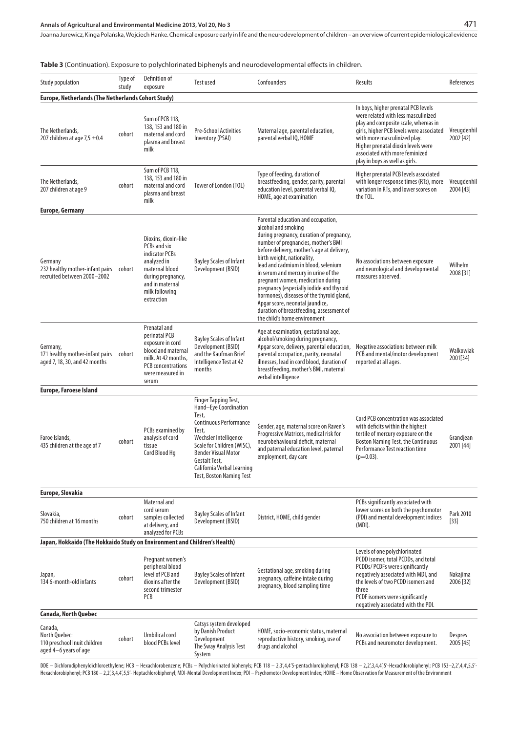**Table 3** (Continuation). Exposure to polychlorinated biphenyls and neurodevelopmental effects in children.

| Study population | Type of study | Definition of exposure | Test used | Confounders | Results | References |
|---|---|---|---|---|---|---|
| **Europe, Netherlands (The Netherlands Cohort Study)** | | | | | | |
| The Netherlands, 207 children at age 7,5 ±0.4 | cohort | Sum of PCB 118, 138, 153 and 180 in maternal and cord plasma and breast milk | Pre-School Activities Inventory (PSAI) | Maternal age, parental education, parental verbal IQ, HOME | In boys, higher prenatal PCB levels were related with less masculinized play and composite scale, whereas in girls, higher PCB levels were associated with more masculinized play. Higher prenatal dioxin levels were associated with more feminized play in boys as well as girls. | Vreugdenhil 2002 [42] |
| The Netherlands, 207 children at age 9 | cohort | Sum of PCB 118, 138, 153 and 180 in maternal and cord plasma and breast milk | Tower of London (TOL) | Type of feeding, duration of breastfeeding, gender, parity, parental education level, parental verbal IQ, HOME, age at examination | Higher prenatal PCB levels associated with longer response times (RTs), more variation in RTs, and lower scores on the TOL. | Vreugdenhil 2004 [43] |
| **Europe, Germany** | | | | | | |
| Germany 232 healthy mother-infant pairs recruited between 2000–2002 | cohort | Dioxins, dioxin-like PCBs and six indicator PCBs analyzed in maternal blood during pregnancy, and in maternal milk following extraction | Bayley Scales of Infant Development (BSID) | Parental education and occupation, alcohol and smoking during pregnancy, duration of pregnancy, number of pregnancies, mother's BMI before delivery, mother's age at delivery, birth weight, nationality, lead and cadmium in blood, selenium in serum and mercury in urine of the pregnant women, medication during pregnancy (especially iodide and thyroid hormones), diseases of the thyroid gland, Apgar score, neonatal jaundice, duration of breastfeeding, assessment of the child's home environment | No associations between exposure and neurological and developmental measures observed. | Wilhelm 2008 [31] |
| Germany, 171 healthy mother-infant pairs aged 7, 18, 30, and 42 months | cohort | Prenatal and perinatal PCB exposure in cord blood and maternal milk. At 42 months, PCB concentrations were measured in serum | Bayley Scales of Infant Development (BSID) and the Kaufman Brief Intelligence Test at 42 months | Age at examination, gestational age, alcohol/smoking during pregnancy, Apgar score, delivery, parental education, parental occupation, parity, neonatal illnesses, lead in cord blood, duration of breastfeeding, mother's BMI, maternal verbal intelligence | Negative associations between milk PCB and mental/motor development reported at all ages. | Walkowiak 2001[34] |
| **Europe, Faroese Island** | | | | | | |
| Faroe Islands, 435 children at the age of 7 | cohort | PCBs examined by analysis of cord tissue Cord Blood Hg | Finger Tapping Test, Hand–Eye Coordination Test, Continuous Performance Test, Wechsler Intelligence Scale for Children (WISC), Bender Visual Motor Gestalt Test, California Verbal Learning Test, Boston Naming Test | Gender, age, maternal score on Raven's Progressive Matrices, medical risk for neurobehavioural deficit, maternal and paternal education level, paternal employment, day care | Cord PCB concentration was associated with deficits within the highest tertile of mercury exposure on the Boston Naming Test, the Continuous Performance Test reaction time ($p=0.03$). | Grandjean 2001 [44] |
| **Europe, Slovakia** | | | | | | |
| Slovakia, 750 children at 16 months | cohort | Maternal and cord serum samples collected at delivery, and analyzed for PCBs | Bayley Scales of Infant Development (BSID) | District, HOME, child gender | PCBs significantly associated with lower scores on both the psychomotor (PDI) and mental development indices (MDI). | Park 2010 [33] |
| **Japan, Hokkaido (The Hokkaido Study on Environment and Children's Health)** | | | | | | |
| Japan, 134 6-month-old infants | cohort | Pregnant women's peripheral blood level of PCB and dioxins after the second trimester PCB | Bayley Scales of Infant Development (BSID) | Gestational age, smoking during pregnancy, caffeine intake during pregnancy, blood sampling time | Levels of one polychlorinated PCDD isomer, total PCDDs, and total PCDDs/ PCDFs were significantly negatively associated with MDI, and the levels of two PCDD isomers and three PCDF isomers were significantly negatively associated with the PDI. | Nakajima 2006 [32] |
| **Canada, North Quebec** | | | | | | |
| Canada, North Quebec: 110 preschool Inuit children aged 4–6 years of age | cohort | Umbilical cord blood PCBs level | Catsys system developed by Danish Product Development The Sway Analysis Test System | HOME, socio-economic status, maternal reproductive history, smoking, use of drugs and alcohol | No association between exposure to PCBs and neuromotor development. | Despres 2005 [45] |

DDE – Dichlorodiphenyldichloroethylene; HCB – Hexachlorobenzene; PCBs – Polychlorinated biphenyls; PCB 118 – 2,3',4,4'5-pentachlorobiphenyl; PCB 138 – 2,2',3,4,4',5'-Hexachlorobiphenyl; PCB 153–2,2',4,4',5,5'-Hexachlorobiphenyl; PCB 180 – 2,2',3,4,4',5,5'- Heptachlorobiphenyl; MDI-Mental Development Index; PDI – Psychomotor Development Index; HOME – Home Observation for Measurement of the Environment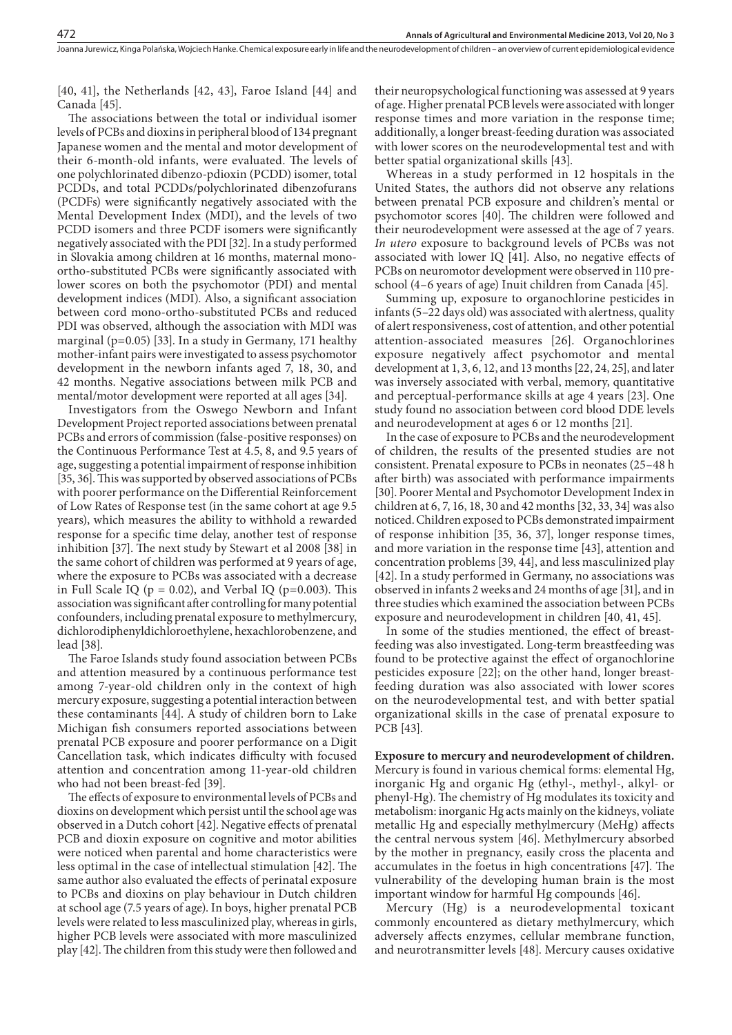[40, 41], the Netherlands [42, 43], Faroe Island [44] and Canada [45].

The associations between the total or individual isomer levels of PCBs and dioxins in peripheral blood of 134 pregnant Japanese women and the mental and motor development of their 6-month-old infants, were evaluated. The levels of one polychlorinated dibenzo-pdioxin (PCDD) isomer, total PCDDs, and total PCDDs/polychlorinated dibenzofurans (PCDFs) were significantly negatively associated with the Mental Development Index (MDI), and the levels of two PCDD isomers and three PCDF isomers were significantly negatively associated with the PDI [32]. In a study performed in Slovakia among children at 16 months, maternal mono-ortho-substituted PCBs were significantly associated with lower scores on both the psychomotor (PDI) and mental development indices (MDI). Also, a significant association between cord mono-ortho-substituted PCBs and reduced PDI was observed, although the association with MDI was marginal ($p=0.05$) [33]. In a study in Germany, 171 healthy mother-infant pairs were investigated to assess psychomotor development in the newborn infants aged 7, 18, 30, and 42 months. Negative associations between milk PCB and mental/motor development were reported at all ages [34].

Investigators from the Oswego Newborn and Infant Development Project reported associations between prenatal PCBs and errors of commission (false-positive responses) on the Continuous Performance Test at 4.5, 8, and 9.5 years of age, suggesting a potential impairment of response inhibition [35, 36]. This was supported by observed associations of PCBs with poorer performance on the Differential Reinforcement of Low Rates of Response test (in the same cohort at age 9.5 years), which measures the ability to withhold a rewarded response for a specific time delay, another test of response inhibition [37]. The next study by Stewart et al 2008 [38] in the same cohort of children was performed at 9 years of age, where the exposure to PCBs was associated with a decrease in Full Scale IQ ($p = 0.02$), and Verbal IQ ($p=0.003$). This association was significant after controlling for many potential confounders, including prenatal exposure to methylmercury, dichlorodiphenyldichloroethylene, hexachlorobenzene, and lead [38].

The Faroe Islands study found association between PCBs and attention measured by a continuous performance test among 7-year-old children only in the context of high mercury exposure, suggesting a potential interaction between these contaminants [44]. A study of children born to Lake Michigan fish consumers reported associations between prenatal PCB exposure and poorer performance on a Digit Cancellation task, which indicates difficulty with focused attention and concentration among 11-year-old children who had not been breast-fed [39].

The effects of exposure to environmental levels of PCBs and dioxins on development which persist until the school age was observed in a Dutch cohort [42]. Negative effects of prenatal PCB and dioxin exposure on cognitive and motor abilities were noticed when parental and home characteristics were less optimal in the case of intellectual stimulation [42]. The same author also evaluated the effects of perinatal exposure to PCBs and dioxins on play behaviour in Dutch children at school age (7.5 years of age). In boys, higher prenatal PCB levels were related to less masculinized play, whereas in girls, higher PCB levels were associated with more masculinized play [42]. The children from this study were then followed and their neuropsychological functioning was assessed at 9 years of age. Higher prenatal PCB levels were associated with longer response times and more variation in the response time; additionally, a longer breast-feeding duration was associated with lower scores on the neurodevelopmental test and with better spatial organizational skills [43].

Whereas in a study performed in 12 hospitals in the United States, the authors did not observe any relations between prenatal PCB exposure and children's mental or psychomotor scores [40]. The children were followed and their neurodevelopment were assessed at the age of 7 years. *In utero* exposure to background levels of PCBs was not associated with lower IQ [41]. Also, no negative effects of PCBs on neuromotor development were observed in 110 pre-school (4–6 years of age) Inuit children from Canada [45].

Summing up, exposure to organochlorine pesticides in infants (5–22 days old) was associated with alertness, quality of alert responsiveness, cost of attention, and other potential attention-associated measures [26]. Organochlorines exposure negatively affect psychomotor and mental development at 1, 3, 6, 12, and 13 months [22, 24, 25], and later was inversely associated with verbal, memory, quantitative and perceptual-performance skills at age 4 years [23]. One study found no association between cord blood DDE levels and neurodevelopment at ages 6 or 12 months [21].

In the case of exposure to PCBs and the neurodevelopment of children, the results of the presented studies are not consistent. Prenatal exposure to PCBs in neonates (25–48 h after birth) was associated with performance impairments [30]. Poorer Mental and Psychomotor Development Index in children at 6, 7, 16, 18, 30 and 42 months [32, 33, 34] was also noticed. Children exposed to PCBs demonstrated impairment of response inhibition [35, 36, 37], longer response times, and more variation in the response time [43], attention and concentration problems [39, 44], and less masculinized play [42]. In a study performed in Germany, no associations was observed in infants 2 weeks and 24 months of age [31], and in three studies which examined the association between PCBs exposure and neurodevelopment in children [40, 41, 45].

In some of the studies mentioned, the effect of breast-feeding was also investigated. Long-term breastfeeding was found to be protective against the effect of organochlorine pesticides exposure [22]; on the other hand, longer breast-feeding duration was also associated with lower scores on the neurodevelopmental test, and with better spatial organizational skills in the case of prenatal exposure to PCB [43].

**Exposure to mercury and neurodevelopment of children.** Mercury is found in various chemical forms: elemental Hg, inorganic Hg and organic Hg (ethyl-, methyl-, alkyl- or phenyl-Hg). The chemistry of Hg modulates its toxicity and metabolism: inorganic Hg acts mainly on the kidneys, voliate metallic Hg and especially methylmercury (MeHg) affects the central nervous system [46]. Methylmercury absorbed by the mother in pregnancy, easily cross the placenta and accumulates in the foetus in high concentrations [47]. The vulnerability of the developing human brain is the most important window for harmful Hg compounds [46].

Mercury (Hg) is a neurodevelopmental toxicant commonly encountered as dietary methylmercury, which adversely affects enzymes, cellular membrane function, and neurotransmitter levels [48]. Mercury causes oxidative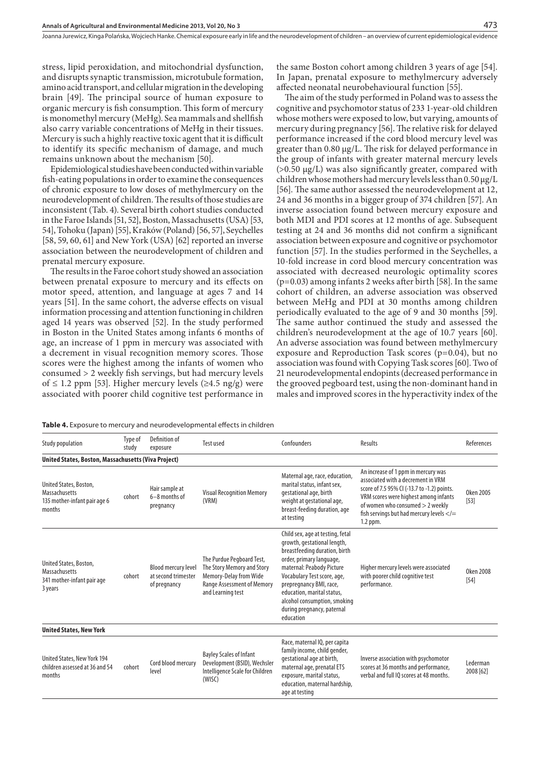stress, lipid peroxidation, and mitochondrial dysfunction, and disrupts synaptic transmission, microtubule formation, amino acid transport, and cellular migration in the developing brain [49]. The principal source of human exposure to organic mercury is fish consumption. This form of mercury is monomethyl mercury (MeHg). Sea mammals and shellfish also carry variable concentrations of MeHg in their tissues. Mercury is such a highly reactive toxic agent that it is difficult to identify its specific mechanism of damage, and much remains unknown about the mechanism [50].

Epidemiological studies have been conducted within variable fish-eating populations in order to examine the consequences of chronic exposure to low doses of methylmercury on the neurodevelopment of children. The results of those studies are inconsistent (Tab. 4). Several birth cohort studies conducted in the Faroe Islands [51, 52], Boston, Massachusetts (USA) [53, 54], Tohoku (Japan) [55], Kraków (Poland) [56, 57], Seychelles [58, 59, 60, 61] and New York (USA) [62] reported an inverse association between the neurodevelopment of children and prenatal mercury exposure.

The results in the Faroe cohort study showed an association between prenatal exposure to mercury and its effects on motor speed, attention, and language at ages 7 and 14 years [51]. In the same cohort, the adverse effects on visual information processing and attention functioning in children aged 14 years was observed [52]. In the study performed in Boston in the United States among infants 6 months of age, an increase of 1 ppm in mercury was associated with a decrement in visual recognition memory scores. Those scores were the highest among the infants of women who consumed > 2 weekly fish servings, but had mercury levels of ≤ 1.2 ppm [53]. Higher mercury levels (≥4.5 ng/g) were associated with poorer child cognitive test performance in the same Boston cohort among children 3 years of age [54]. In Japan, prenatal exposure to methylmercury adversely affected neonatal neurobehavioural function [55].

The aim of the study performed in Poland was to assess the cognitive and psychomotor status of 233 1-year-old children whose mothers were exposed to low, but varying, amounts of mercury during pregnancy [56]. The relative risk for delayed performance increased if the cord blood mercury level was greater than 0.80 μg/L. The risk for delayed performance in the group of infants with greater maternal mercury levels (>0.50 μg/L) was also significantly greater, compared with children whose mothers had mercury levels less than 0.50 μg/L [56]. The same author assessed the neurodevelopment at 12, 24 and 36 months in a bigger group of 374 children [57]. An inverse association found between mercury exposure and both MDI and PDI scores at 12 months of age. Subsequent testing at 24 and 36 months did not confirm a significant association between exposure and cognitive or psychomotor function [57]. In the studies performed in the Seychelles, a 10-fold increase in cord blood mercury concentration was associated with decreased neurologic optimality scores (p=0.03) among infants 2 weeks after birth [58]. In the same cohort of children, an adverse association was observed between MeHg and PDI at 30 months among children periodically evaluated to the age of 9 and 30 months [59]. The same author continued the study and assessed the children's neurodevelopment at the age of 10.7 years [60]. An adverse association was found between methylmercury exposure and Reproduction Task scores (p=0.04), but no association was found with Copying Task scores [60]. Two of 21 neurodevelopmental endopints (decreased performance in the grooved pegboard test, using the non-dominant hand in males and improved scores in the hyperactivity index of the

**Table 4.** Exposure to mercury and neurodevelopmental effects in children

| Study population | Type of study | Definition of exposure | Test used | Confounders | Results | References |
|---|---|---|---|---|---|---|
| **United States, Boston, Massachusetts (Viva Project)** | | | | | | |
| United States, Boston, Massachusetts 135 mother-infant pair age 6 months | cohort | Hair sample at 6–8 months of pregnancy | Visual Recognition Memory (VRM) | Maternal age, race, education, marital status, infant sex, gestational age, birth weight at gestational age, breast-feeding duration, age at testing | An increase of 1 ppm in mercury was associated with a decrement in VRM score of 7.5 95% CI (-13.7 to -1.2) points. VRM scores were highest among infants of women who consumed > 2 weekly fish servings but had mercury levels </= 1.2 ppm. | Oken 2005 [53] |
| United States, Boston, Massachusetts 341 mother-infant pair age 3 years | cohort | Blood mercury level at second trimester of pregnancy | The Purdue Pegboard Test, The Story Memory and Story Memory-Delay from Wide Range Assessment of Memory and Learning test | Child sex, age at testing, fetal growth, gestational length, breastfeeding duration, birth order, primary language, maternal: Peabody Picture Vocabulary Test score, age, prepregnancy BMI, race, education, marital status, alcohol consumption, smoking during pregnancy, paternal education | Higher mercury levels were associated with poorer child cognitive test performance. | Oken 2008 [54] |
| **United States, New York** | | | | | | |
| United States, New York 194 children assessed at 36 and 54 months | cohort | Cord blood mercury level | Bayley Scales of Infant Development (BSID), Wechsler Intelligence Scale for Children (WISC) | Race, maternal IQ, per capita family income, child gender, gestational age at birth, maternal age, prenatal ETS exposure, marital status, education, maternal hardship, age at testing | Inverse association with psychomotor scores at 36 months and performance, verbal and full IQ scores at 48 months. | Lederman 2008 [62] |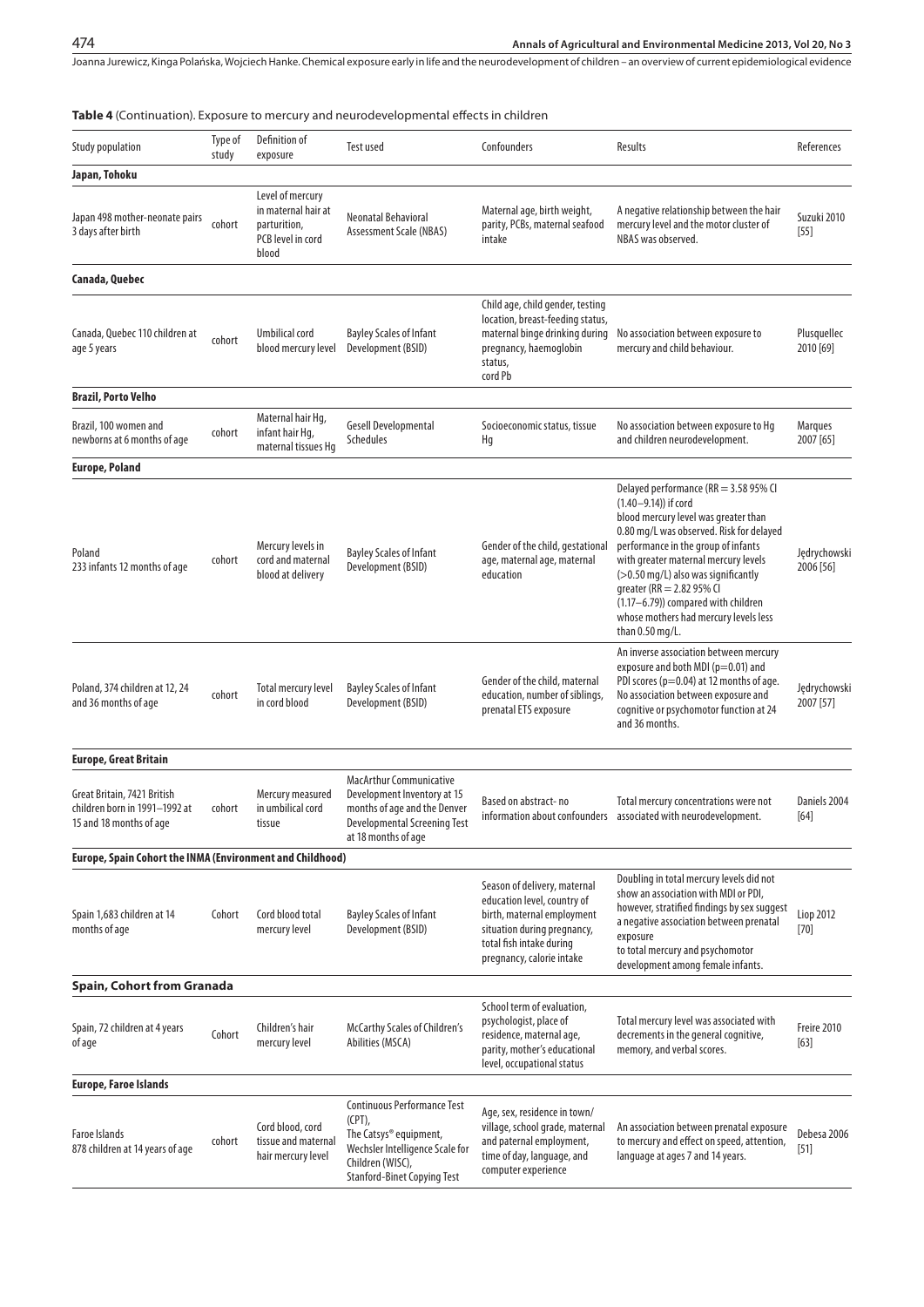**Table 4** (Continuation). Exposure to mercury and neurodevelopmental effects in children

| Study population | Type of study | Definition of exposure | Test used | Confounders | Results | References |
|---|---|---|---|---|---|---|
| **Japan, Tohoku** | | | | | | |
| Japan 498 mother-neonate pairs 3 days after birth | cohort | Level of mercury in maternal hair at parturition, PCB level in cord blood | Neonatal Behavioral Assessment Scale (NBAS) | Maternal age, birth weight, parity, PCBs, maternal seafood intake | A negative relationship between the hair mercury level and the motor cluster of NBAS was observed. | Suzuki 2010 [55] |
| **Canada, Quebec** | | | | | | |
| Canada, Quebec 110 children at age 5 years | cohort | Umbilical cord blood mercury level | Bayley Scales of Infant Development (BSID) | Child age, child gender, testing location, breast-feeding status, maternal binge drinking during pregnancy, haemoglobin status, cord Pb | No association between exposure to mercury and child behaviour. | Plusquellec 2010 [69] |
| **Brazil, Porto Velho** | | | | | | |
| Brazil, 100 women and newborns at 6 months of age | cohort | Maternal hair Hg, infant hair Hg, maternal tissues Hg | Gesell Developmental Schedules | Socioeconomic status, tissue Hg | No association between exposure to Hg and children neurodevelopment. | Marques 2007 [65] |
| **Europe, Poland** | | | | | | |
| Poland 233 infants 12 months of age | cohort | Mercury levels in cord and maternal blood at delivery | Bayley Scales of Infant Development (BSID) | Gender of the child, gestational age, maternal age, maternal education | Delayed performance (RR = 3.58 95% CI (1.40–9.14)) if cord blood mercury level was greater than 0.80 mg/L was observed. Risk for delayed performance in the group of infants with greater maternal mercury levels (>0.50 mg/L) also was significantly greater (RR = 2.82 95% CI (1.17–6.79)) compared with children whose mothers had mercury levels less than 0.50 mg/L. | Jędrychowski 2006 [56] |
| Poland, 374 children at 12, 24 and 36 months of age | cohort | Total mercury level in cord blood | Bayley Scales of Infant Development (BSID) | Gender of the child, maternal education, number of siblings, prenatal ETS exposure | An inverse association between mercury exposure and both MDI ($p=0.01$) and PDI scores ($p=0.04$) at 12 months of age. No association between exposure and cognitive or psychomotor function at 24 and 36 months. | Jędrychowski 2007 [57] |
| **Europe, Great Britain** | | | | | | |
| Great Britain, 7421 British children born in 1991–1992 at 15 and 18 months of age | cohort | Mercury measured in umbilical cord tissue | MacArthur Communicative Development Inventory at 15 months of age and the Denver Developmental Screening Test at 18 months of age | Based on abstract- no information about confounders | Total mercury concentrations were not associated with neurodevelopment. | Daniels 2004 [64] |
| **Europe, Spain Cohort the INMA (Environment and Childhood)** | | | | | | |
| Spain 1,683 children at 14 months of age | Cohort | Cord blood total mercury level | Bayley Scales of Infant Development (BSID) | Season of delivery, maternal education level, country of birth, maternal employment situation during pregnancy, total fish intake during pregnancy, calorie intake | Doubling in total mercury levels did not show an association with MDI or PDI, however, stratified findings by sex suggest a negative association between prenatal exposure to total mercury and psychomotor development among female infants. | Liop 2012 [70] |
| **Spain, Cohort from Granada** | | | | | | |
| Spain, 72 children at 4 years of age | Cohort | Children's hair mercury level | McCarthy Scales of Children's Abilities (MSCA) | School term of evaluation, psychologist, place of residence, maternal age, parity, mother's educational level, occupational status | Total mercury level was associated with decrements in the general cognitive, memory, and verbal scores. | Freire 2010 [63] |
| **Europe, Faroe Islands** | | | | | | |
| Faroe Islands 878 children at 14 years of age | cohort | Cord blood, cord tissue and maternal hair mercury level | Continuous Performance Test (CPT), The Catsys® equipment, Wechsler Intelligence Scale for Children (WISC), Stanford-Binet Copying Test | Age, sex, residence in town/village, school grade, maternal and paternal employment, time of day, language, and computer experience | An association between prenatal exposure to mercury and effect on speed, attention, language at ages 7 and 14 years. | Debesa 2006 [51] |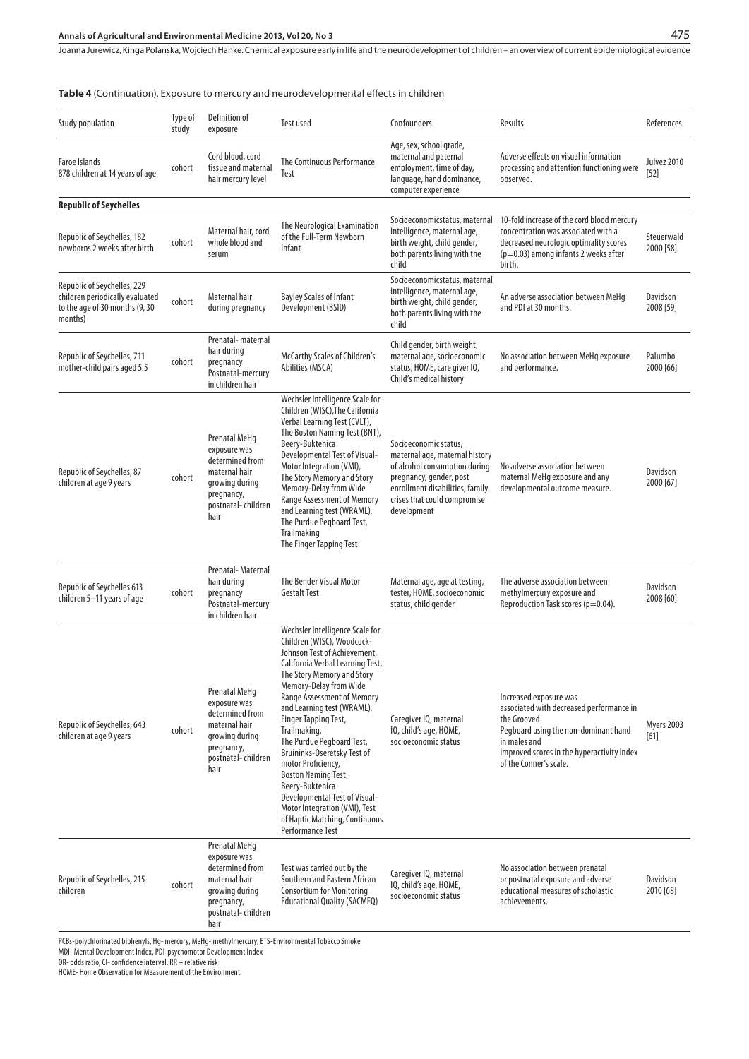**Table 4** (Continuation). Exposure to mercury and neurodevelopmental effects in children

| Study population | Type of study | Definition of exposure | Test used | Confounders | Results | References |
|---|---|---|---|---|---|---|
| Faroe Islands 878 children at 14 years of age | cohort | Cord blood, cord tissue and maternal hair mercury level | The Continuous Performance Test | Age, sex, school grade, maternal and paternal employment, time of day, language, hand dominance, computer experience | Adverse effects on visual information processing and attention functioning were observed. | Julvez 2010 [52] |
| **Republic of Seychelles** | | | | | | |
| Republic of Seychelles, 182 newborns 2 weeks after birth | cohort | Maternal hair, cord whole blood and serum | The Neurological Examination of the Full-Term Newborn Infant | Socioeconomicstatus, maternal intelligence, maternal age, birth weight, child gender, both parents living with the child | 10-fold increase of the cord blood mercury concentration was associated with a decreased neurologic optimality scores (p=0.03) among infants 2 weeks after birth. | Steuerwald 2000 [58] |
| Republic of Seychelles, 229 children periodically evaluated to the age of 30 months (9, 30 months) | cohort | Maternal hair during pregnancy | Bayley Scales of Infant Development (BSID) | Socioeconomicstatus, maternal intelligence, maternal age, birth weight, child gender, both parents living with the child | An adverse association between MeHg and PDI at 30 months. | Davidson 2008 [59] |
| Republic of Seychelles, 711 mother-child pairs aged 5.5 | cohort | Prenatal- maternal hair during pregnancy Postnatal-mercury in children hair | McCarthy Scales of Children's Abilities (MSCA) | Child gender, birth weight, maternal age, socioeconomic status, HOME, care giver IQ, Child's medical history | No association between MeHg exposure and performance. | Palumbo 2000 [66] |
| Republic of Seychelles, 87 children at age 9 years | cohort | Prenatal MeHg exposure was determined from maternal hair growing during pregnancy, postnatal- children hair | Wechsler Intelligence Scale for Children (WISC),The California Verbal Learning Test (CVLT), The Boston Naming Test (BNT), Beery-Buktenica Developmental Test of Visual-Motor Integration (VMI), The Story Memory and Story Memory-Delay from Wide Range Assessment of Memory and Learning test (WRAML), The Purdue Pegboard Test, Trailmaking The Finger Tapping Test | Socioeconomic status, maternal age, maternal history of alcohol consumption during pregnancy, gender, post enrollment disabilities, family crises that could compromise development | No adverse association between maternal MeHg exposure and any developmental outcome measure. | Davidson 2000 [67] |
| Republic of Seychelles 613 children 5–11 years of age | cohort | Prenatal- Maternal hair during pregnancy Postnatal-mercury in children hair | The Bender Visual Motor Gestalt Test | Maternal age, age at testing, tester, HOME, socioeconomic status, child gender | The adverse association between methylmercury exposure and Reproduction Task scores (p=0.04). | Davidson 2008 [60] |
| Republic of Seychelles, 643 children at age 9 years | cohort | Prenatal MeHg exposure was determined from maternal hair growing during pregnancy, postnatal- children hair | Wechsler Intelligence Scale for Children (WISC), Woodcock-Johnson Test of Achievement, California Verbal Learning Test, The Story Memory and Story Memory-Delay from Wide Range Assessment of Memory and Learning test (WRAML), Finger Tapping Test, Trailmaking, The Purdue Pegboard Test, Bruininks-Oseretsky Test of motor Proficiency, Boston Naming Test, Beery-Buktenica Developmental Test of Visual-Motor Integration (VMI), Test of Haptic Matching, Continuous Performance Test | Caregiver IQ, maternal IQ, child's age, HOME, socioeconomic status | Increased exposure was associated with decreased performance in the Grooved Pegboard using the non-dominant hand in males and improved scores in the hyperactivity index of the Conner's scale. | Myers 2003 [61] |
| Republic of Seychelles, 215 children | cohort | Prenatal MeHg exposure was determined from maternal hair growing during pregnancy, postnatal- children hair | Test was carried out by the Southern and Eastern African Consortium for Monitoring Educational Quality (SACMEQ) | Caregiver IQ, maternal IQ, child's age, HOME, socioeconomic status | No association between prenatal or postnatal exposure and adverse educational measures of scholastic achievements. | Davidson 2010 [68] |

PCBs-polychlorinated biphenyls, Hg- mercury, MeHg- methylmercury, ETS-Environmental Tobacco Smoke
MDI- Mental Development Index, PDI-psychomotor Development Index
OR- odds ratio, CI- confidence interval, RR – relative risk
HOME- Home Observation for Measurement of the Environment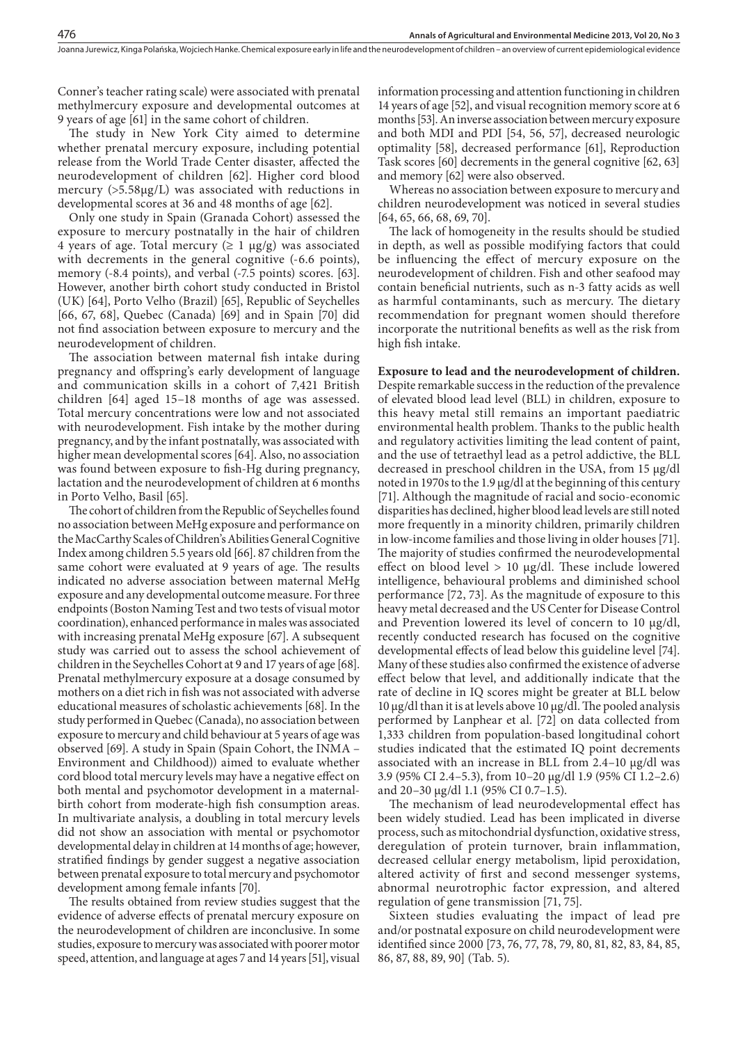Conner's teacher rating scale) were associated with prenatal methylmercury exposure and developmental outcomes at 9 years of age [61] in the same cohort of children.

The study in New York City aimed to determine whether prenatal mercury exposure, including potential release from the World Trade Center disaster, affected the neurodevelopment of children [62]. Higher cord blood mercury (>5.58μg/L) was associated with reductions in developmental scores at 36 and 48 months of age [62].

Only one study in Spain (Granada Cohort) assessed the exposure to mercury postnatally in the hair of children 4 years of age. Total mercury (≥ 1 μg/g) was associated with decrements in the general cognitive (-6.6 points), memory (-8.4 points), and verbal (-7.5 points) scores. [63]. However, another birth cohort study conducted in Bristol (UK) [64], Porto Velho (Brazil) [65], Republic of Seychelles [66, 67, 68], Quebec (Canada) [69] and in Spain [70] did not find association between exposure to mercury and the neurodevelopment of children.

The association between maternal fish intake during pregnancy and offspring's early development of language and communication skills in a cohort of 7,421 British children [64] aged 15–18 months of age was assessed. Total mercury concentrations were low and not associated with neurodevelopment. Fish intake by the mother during pregnancy, and by the infant postnatally, was associated with higher mean developmental scores [64]. Also, no association was found between exposure to fish-Hg during pregnancy, lactation and the neurodevelopment of children at 6 months in Porto Velho, Basil [65].

The cohort of children from the Republic of Seychelles found no association between MeHg exposure and performance on the MacCarthy Scales of Children's Abilities General Cognitive Index among children 5.5 years old [66]. 87 children from the same cohort were evaluated at 9 years of age. The results indicated no adverse association between maternal MeHg exposure and any developmental outcome measure. For three endpoints (Boston Naming Test and two tests of visual motor coordination), enhanced performance in males was associated with increasing prenatal MeHg exposure [67]. A subsequent study was carried out to assess the school achievement of children in the Seychelles Cohort at 9 and 17 years of age [68]. Prenatal methylmercury exposure at a dosage consumed by mothers on a diet rich in fish was not associated with adverse educational measures of scholastic achievements [68]. In the study performed in Quebec (Canada), no association between exposure to mercury and child behaviour at 5 years of age was observed [69]. A study in Spain (Spain Cohort, the INMA – Environment and Childhood)) aimed to evaluate whether cord blood total mercury levels may have a negative effect on both mental and psychomotor development in a maternal-birth cohort from moderate-high fish consumption areas. In multivariate analysis, a doubling in total mercury levels did not show an association with mental or psychomotor developmental delay in children at 14 months of age; however, stratified findings by gender suggest a negative association between prenatal exposure to total mercury and psychomotor development among female infants [70].

The results obtained from review studies suggest that the evidence of adverse effects of prenatal mercury exposure on the neurodevelopment of children are inconclusive. In some studies, exposure to mercury was associated with poorer motor speed, attention, and language at ages 7 and 14 years [51], visual information processing and attention functioning in children 14 years of age [52], and visual recognition memory score at 6 months [53]. An inverse association between mercury exposure and both MDI and PDI [54, 56, 57], decreased neurologic optimality [58], decreased performance [61], Reproduction Task scores [60] decrements in the general cognitive [62, 63] and memory [62] were also observed.

Whereas no association between exposure to mercury and children neurodevelopment was noticed in several studies [64, 65, 66, 68, 69, 70].

The lack of homogeneity in the results should be studied in depth, as well as possible modifying factors that could be influencing the effect of mercury exposure on the neurodevelopment of children. Fish and other seafood may contain beneficial nutrients, such as n-3 fatty acids as well as harmful contaminants, such as mercury. The dietary recommendation for pregnant women should therefore incorporate the nutritional benefits as well as the risk from high fish intake.

**Exposure to lead and the neurodevelopment of children.** Despite remarkable success in the reduction of the prevalence of elevated blood lead level (BLL) in children, exposure to this heavy metal still remains an important paediatric environmental health problem. Thanks to the public health and regulatory activities limiting the lead content of paint, and the use of tetraethyl lead as a petrol addictive, the BLL decreased in preschool children in the USA, from 15 μg/dl noted in 1970s to the 1.9 μg/dl at the beginning of this century [71]. Although the magnitude of racial and socio-economic disparities has declined, higher blood lead levels are still noted more frequently in a minority children, primarily children in low-income families and those living in older houses [71]. The majority of studies confirmed the neurodevelopmental effect on blood level > 10 μg/dl. These include lowered intelligence, behavioural problems and diminished school performance [72, 73]. As the magnitude of exposure to this heavy metal decreased and the US Center for Disease Control and Prevention lowered its level of concern to 10 μg/dl, recently conducted research has focused on the cognitive developmental effects of lead below this guideline level [74]. Many of these studies also confirmed the existence of adverse effect below that level, and additionally indicate that the rate of decline in IQ scores might be greater at BLL below 10 μg/dl than it is at levels above 10 μg/dl. The pooled analysis performed by Lanphear et al. [72] on data collected from 1,333 children from population-based longitudinal cohort studies indicated that the estimated IQ point decrements associated with an increase in BLL from 2.4–10 μg/dl was 3.9 (95% CI 2.4–5.3), from 10–20 μg/dl 1.9 (95% CI 1.2–2.6) and 20–30 μg/dl 1.1 (95% CI 0.7–1.5).

The mechanism of lead neurodevelopmental effect has been widely studied. Lead has been implicated in diverse process, such as mitochondrial dysfunction, oxidative stress, deregulation of protein turnover, brain inflammation, decreased cellular energy metabolism, lipid peroxidation, altered activity of first and second messenger systems, abnormal neurotrophic factor expression, and altered regulation of gene transmission [71, 75].

Sixteen studies evaluating the impact of lead pre and/or postnatal exposure on child neurodevelopment were identified since 2000 [73, 76, 77, 78, 79, 80, 81, 82, 83, 84, 85, 86, 87, 88, 89, 90] (Tab. 5).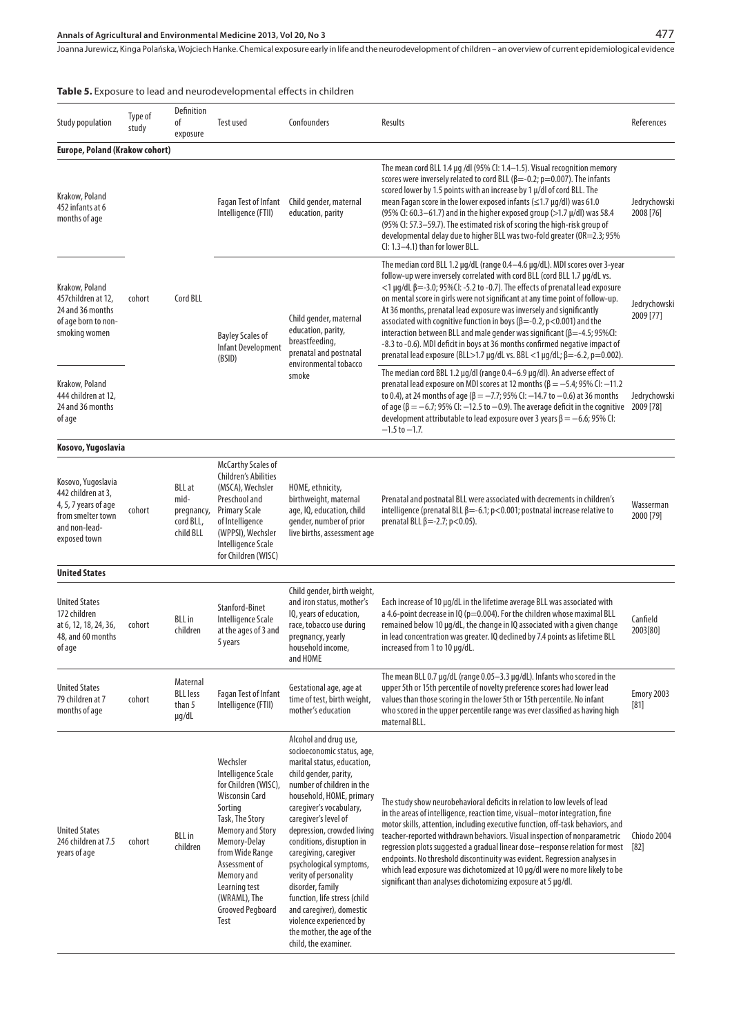**Table 5.** Exposure to lead and neurodevelopmental effects in children

| Study population | Type of study | Definition of exposure | Test used | Confounders | Results | References |
|---|---|---|---|---|---|---|
| **Europe, Poland (Krakow cohort)** | | | | | | |
| Krakow, Poland 452 infants at 6 months of age | cohort | Cord BLL | Fagan Test of Infant Intelligence (FTII) | Child gender, maternal education, parity | The mean cord BLL 1.4 µg /dl (95% CI: 1.4–1.5). Visual recognition memory scores were inversely related to cord BLL (β=-0.2; p=0.007). The infants scored lower by 1.5 points with an increase by 1 µ/dl of cord BLL. The mean Fagan score in the lower exposed infants (≤1.7 µg/dl) was 61.0 (95% CI: 60.3–61.7) and in the higher exposed group (>1.7 µ/dl) was 58.4 (95% CI: 57.3–59.7). The estimated risk of scoring the high-risk group of developmental delay due to higher BLL was two-fold greater (OR=2.3; 95% CI: 1.3–4.1) than for lower BLL. | Jedrychowski 2008 [76] |
| Krakow, Poland 457children at 12, 24 and 36 months of age born to non-smoking women | cohort | Cord BLL | Bayley Scales of Infant Development (BSID) | Child gender, maternal education, parity, breastfeeding, prenatal and postnatal environmental tobacco smoke | The median cord BLL 1.2 µg/dL (range 0.4–4.6 µg/dL). MDI scores over 3-year follow-up were inversely correlated with cord BLL (cord BLL 1.7 µg/dL vs. <1 µg/dL β=-3.0; 95%CI: -5.2 to -0.7). The effects of prenatal lead exposure on mental score in girls were not significant at any time point of follow-up. At 36 months, prenatal lead exposure was inversely and significantly associated with cognitive function in boys (β=-0.2, p<0.001) and the interaction between BLL and male gender was significant (β=-4.5; 95%CI: -8.3 to -0.6). MDI deficit in boys at 36 months confirmed negative impact of prenatal lead exposure (BLL>1.7 µg/dL vs. BBL <1 µg/dL; β=-6.2, p=0.002). | Jedrychowski 2009 [77] |
| Krakow, Poland 444 children at 12, 24 and 36 months of age | cohort | Cord BLL | Bayley Scales of Infant Development (BSID) | Child gender, maternal education, parity, breastfeeding, prenatal and postnatal environmental tobacco smoke | The median cord BBL 1.2 µg/dl (range 0.4–6.9 µg/dl). An adverse effect of prenatal lead exposure on MDI scores at 12 months (β = −5.4; 95% CI: −11.2 to 0.4), at 24 months of age (β = −7.7; 95% CI: −14.7 to −0.6) at 36 months of age (β = −6.7; 95% CI: −12.5 to −0.9). The average deficit in the cognitive development attributable to lead exposure over 3 years β = −6.6; 95% CI: −1.5 to −1.7. | Jedrychowski 2009 [78] |
| **Kosovo, Yugoslavia** | | | | | | |
| Kosovo, Yugoslavia 442 children at 3, 4, 5, 7 years of age from smelter town and non-lead-exposed town | cohort | BLL at mid-pregnancy, cord BLL, child BLL | McCarthy Scales of Children's Abilities (MSCA), Wechsler Preschool and Primary Scale of Intelligence (WPPSI), Wechsler Intelligence Scale for Children (WISC) | HOME, ethnicity, birthweight, maternal age, IQ, education, child gender, number of prior live births, assessment age | Prenatal and postnatal BLL were associated with decrements in children's intelligence (prenatal BLL β=-6.1; p<0.001; postnatal increase relative to prenatal BLL β=-2.7; p<0.05). | Wasserman 2000 [79] |
| **United States** | | | | | | |
| United States 172 children at 6, 12, 18, 24, 36, 48, and 60 months of age | cohort | BLL in children | Stanford-Binet Intelligence Scale at the ages of 3 and 5 years | Child gender, birth weight, and iron status, mother's IQ, years of education, race, tobacco use during pregnancy, yearly household income, and HOME | Each increase of 10 µg/dL in the lifetime average BLL was associated with a 4.6-point decrease in IQ (p=0.004). For the children whose maximal BLL remained below 10 µg/dL, the change in IQ associated with a given change in lead concentration was greater. IQ declined by 7.4 points as lifetime BLL increased from 1 to 10 µg/dL. | Canfield 2003[80] |
| United States 79 children at 7 months of age | cohort | Maternal BLL less than 5 µg/dL | Fagan Test of Infant Intelligence (FTII) | Gestational age, age at time of test, birth weight, mother's education | The mean BLL 0.7 µg/dL (range 0.05–3.3 µg/dL). Infants who scored in the upper 5th or 15th percentile of novelty preference scores had lower lead values than those scoring in the lower 5th or 15th percentile. No infant who scored in the upper percentile range was ever classified as having high maternal BLL. | Emory 2003 [81] |
| United States 246 children at 7.5 years of age | cohort | BLL in children | Wechsler Intelligence Scale for Children (WISC), Wisconsin Card Sorting Task, The Story Memory and Story Memory-Delay from Wide Range Assessment of Memory and Learning test (WRAML), The Grooved Pegboard Test | Alcohol and drug use, socioeconomic status, age, marital status, education, child gender, parity, number of children in the household, HOME, primary caregiver's vocabulary, caregiver's level of depression, crowded living conditions, disruption in caregiving, caregiver psychological symptoms, verity of personality disorder, family function, life stress (child and caregiver), domestic violence experienced by the mother, the age of the child, the examiner. | The study show neurobehavioral deficits in relation to low levels of lead in the areas of intelligence, reaction time, visual–motor integration, fine motor skills, attention, including executive function, off-task behaviors, and teacher-reported withdrawn behaviors. Visual inspection of nonparametric regression plots suggested a gradual linear dose–response relation for most endpoints. No threshold discontinuity was evident. Regression analyses in which lead exposure was dichotomized at 10 µg/dl were no more likely to be significant than analyses dichotomizing exposure at 5 µg/dl. | Chiodo 2004 [82] |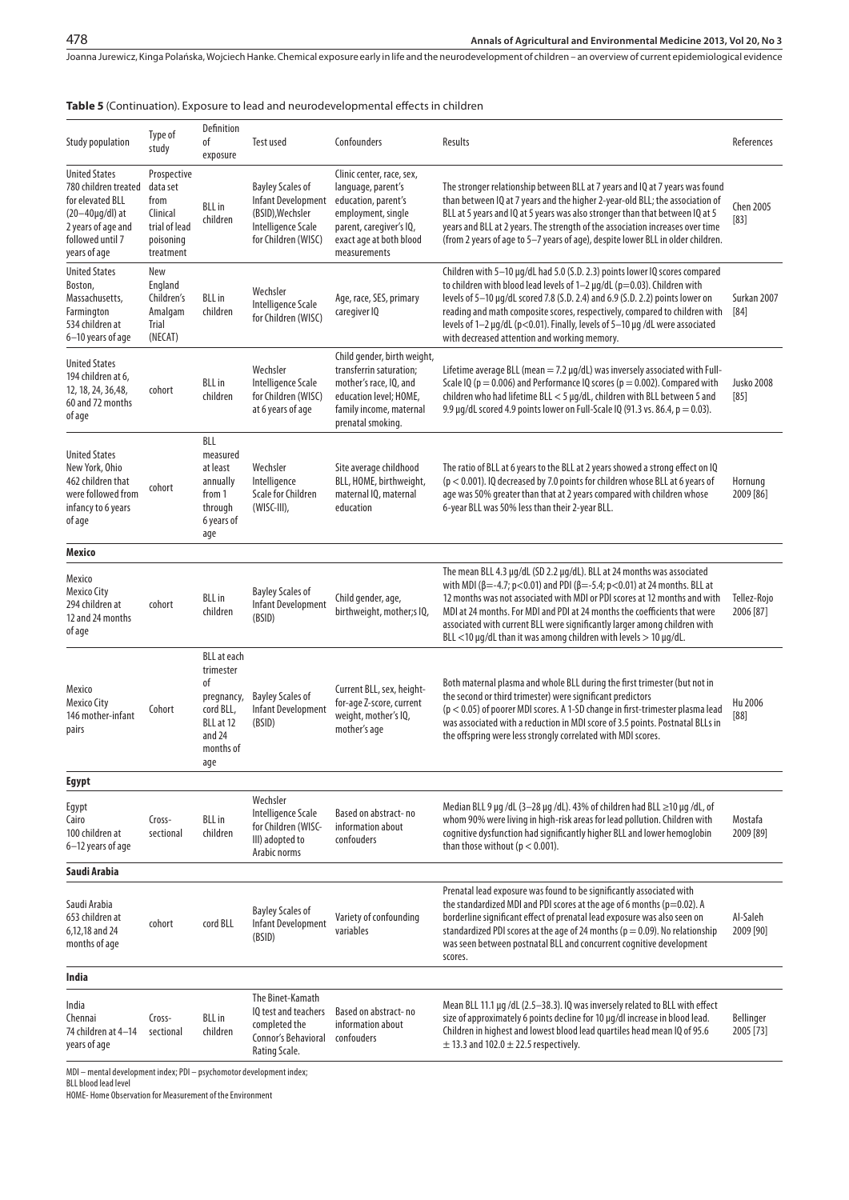**Table 5** (Continuation). Exposure to lead and neurodevelopmental effects in children

| Study population | Type of study | Definition of exposure | Test used | Confounders | Results | References |
|---|---|---|---|---|---|---|
| United States 780 children treated for elevated BLL (20–40μg/dl) at 2 years of age and followed until 7 years of age | Prospective data set from Clinical trial of lead poisoning treatment | BLL in children | Bayley Scales of Infant Development (BSID), Wechsler Intelligence Scale for Children (WISC) | Clinic center, race, sex, language, parent's education, parent's employment, single parent, caregiver's IQ, exact age at both blood measurements | The stronger relationship between BLL at 7 years and IQ at 7 years was found than between IQ at 7 years and the higher 2-year-old BLL; the association of BLL at 5 years and IQ at 5 years was also stronger than that between IQ at 5 years and BLL at 2 years. The strength of the association increases over time (from 2 years of age to 5–7 years of age), despite lower BLL in older children. | Chen 2005 [83] |
| United States Boston, Massachusetts, Farmington 534 children at 6–10 years of age | New England Children's Amalgam Trial (NECAT) | BLL in children | Wechsler Intelligence Scale for Children (WISC) | Age, race, SES, primary caregiver IQ | Children with 5–10 µg/dL had 5.0 (S.D. 2.3) points lower IQ scores compared to children with blood lead levels of 1–2 µg/dL (p=0.03). Children with levels of 5–10 µg/dL scored 7.8 (S.D. 2.4) and 6.9 (S.D. 2.2) points lower on reading and math composite scores, respectively, compared to children with levels of 1–2 µg/dL (p<0.01). Finally, levels of 5–10 µg /dL were associated with decreased attention and working memory. | Surkan 2007 [84] |
| United States 194 children at 6, 12, 18, 24, 36,48, 60 and 72 months of age | cohort | BLL in children | Wechsler Intelligence Scale for Children (WISC) at 6 years of age | Child gender, birth weight, transferrin saturation; mother's race, IQ, and education level; HOME, family income, maternal prenatal smoking. | Lifetime average BLL (mean = 7.2 µg/dL) was inversely associated with Full-Scale IQ (p = 0.006) and Performance IQ scores (p = 0.002). Compared with children who had lifetime BLL < 5 µg/dL, children with BLL between 5 and 9.9 µg/dL scored 4.9 points lower on Full-Scale IQ (91.3 vs. 86.4, p = 0.03). | Jusko 2008 [85] |
| United States New York, Ohio 462 children that were followed from infancy to 6 years of age | cohort | BLL measured at least annually from 1 through 6 years of age | Wechsler Intelligence Scale for Children (WISC-III), | Site average childhood BLL, HOME, birthweight, maternal IQ, maternal education | The ratio of BLL at 6 years to the BLL at 2 years showed a strong effect on IQ (p < 0.001). IQ decreased by 7.0 points for children whose BLL at 6 years of age was 50% greater than that at 2 years compared with children whose 6-year BLL was 50% less than their 2-year BLL. | Hornung 2009 [86] |
| **Mexico** | | | | | | |
| Mexico Mexico City 294 children at 12 and 24 months of age | cohort | BLL in children | Bayley Scales of Infant Development (BSID) | Child gender, age, birthweight, mother;s IQ, | The mean BLL 4.3 µg/dL (SD 2.2 µg/dL). BLL at 24 months was associated with MDI (β=-4.7; p<0.01) and PDI (β=-5.4; p<0.01) at 24 months. BLL at 12 months was not associated with MDI or PDI scores at 12 months and with MDI at 24 months. For MDI and PDI at 24 months the coefficients that were associated with current BLL were significantly larger among children with BLL <10 µg/dL than it was among children with levels > 10 µg/dL. | Tellez-Rojo 2006 [87] |
| Mexico Mexico City 146 mother-infant pairs | Cohort | BLL at each trimester of pregnancy, cord BLL, BLL at 12 and 24 months of age | Bayley Scales of Infant Development (BSID) | Current BLL, sex, height-for-age Z-score, current weight, mother's IQ, mother's age | Both maternal plasma and whole BLL during the first trimester (but not in the second or third trimester) were significant predictors (p < 0.05) of poorer MDI scores. A 1-SD change in first-trimester plasma lead was associated with a reduction in MDI score of 3.5 points. Postnatal BLLs in the offspring were less strongly correlated with MDI scores. | Hu 2006 [88] |
| **Egypt** | | | | | | |
| Egypt Cairo 100 children at 6–12 years of age | Cross-sectional | BLL in children | Wechsler Intelligence Scale for Children (WISC-III) adopted to Arabic norms | Based on abstract- no information about confouders | Median BLL 9 µg /dL (3–28 µg /dL). 43% of children had BLL ≥10 µg /dL, of whom 90% were living in high-risk areas for lead pollution. Children with cognitive dysfunction had significantly higher BLL and lower hemoglobin than those without (p < 0.001). | Mostafa 2009 [89] |
| **Saudi Arabia** | | | | | | |
| Saudi Arabia 653 children at 6,12,18 and 24 months of age | cohort | cord BLL | Bayley Scales of Infant Development (BSID) | Variety of confounding variables | Prenatal lead exposure was found to be significantly associated with the standardized MDI and PDI scores at the age of 6 months (p=0.02). A borderline significant effect of prenatal lead exposure was also seen on standardized PDI scores at the age of 24 months (p = 0.09). No relationship was seen between postnatal BLL and concurrent cognitive development scores. | Al-Saleh 2009 [90] |
| **India** | | | | | | |
| India Chennai 74 children at 4–14 years of age | Cross-sectional | BLL in children | The Binet-Kamath IQ test and teachers completed the Connor's Behavioral Rating Scale. | Based on abstract- no information about confouders | Mean BLL 11.1 µg /dL (2.5–38.3). IQ was inversely related to BLL with effect size of approximately 6 points decline for 10 µg/dl increase in blood lead. Children in highest and lowest blood lead quartiles head mean IQ of 95.6 ± 13.3 and 102.0 ± 22.5 respectively. | Bellinger 2005 [73] |

MDI – mental development index; PDI – psychomotor development index;
BLL blood lead level
HOME- Home Observation for Measurement of the Environment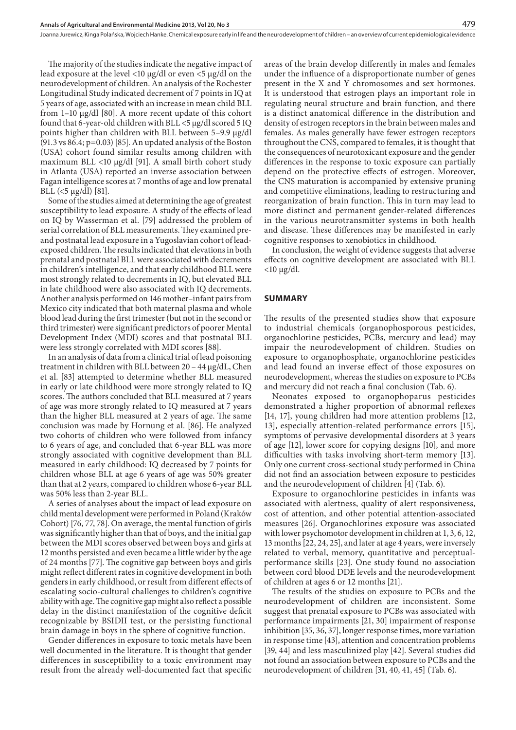The majority of the studies indicate the negative impact of lead exposure at the level <10 μg/dl or even <5 μg/dl on the neurodevelopment of children. An analysis of the Rochester Longitudinal Study indicated decrement of 7 points in IQ at 5 years of age, associated with an increase in mean child BLL from 1–10 μg/dl [80]. A more recent update of this cohort found that 6-year-old children with BLL <5 μg/dl scored 5 IQ points higher than children with BLL between 5–9.9 μg/dl (91.3 vs 86.4; p=0.03) [85]. An updated analysis of the Boston (USA) cohort found similar results among children with maximum BLL <10 μg/dl [91]. A small birth cohort study in Atlanta (USA) reported an inverse association between Fagan intelligence scores at 7 months of age and low prenatal BLL (<5 μg/dl) [81].

Some of the studies aimed at determining the age of greatest susceptibility to lead exposure. A study of the effects of lead on IQ by Wasserman et al. [79] addressed the problem of serial correlation of BLL measurements. They examined pre- and postnatal lead exposure in a Yugoslavian cohort of lead-exposed children. The results indicated that elevations in both prenatal and postnatal BLL were associated with decrements in children's intelligence, and that early childhood BLL were most strongly related to decrements in IQ, but elevated BLL in late childhood were also associated with IQ decrements. Another analysis performed on 146 mother–infant pairs from Mexico city indicated that both maternal plasma and whole blood lead during the first trimester (but not in the second or third trimester) were significant predictors of poorer Mental Development Index (MDI) scores and that postnatal BLL were less strongly correlated with MDI scores [88].

In an analysis of data from a clinical trial of lead poisoning treatment in children with BLL between 20 – 44 μg/dL, Chen et al. [83] attempted to determine whether BLL measured in early or late childhood were more strongly related to IQ scores. The authors concluded that BLL measured at 7 years of age was more strongly related to IQ measured at 7 years than the higher BLL measured at 2 years of age. The same conclusion was made by Hornung et al. [86]. He analyzed two cohorts of children who were followed from infancy to 6 years of age, and concluded that 6-year BLL was more strongly associated with cognitive development than BLL measured in early childhood: IQ decreased by 7 points for children whose BLL at age 6 years of age was 50% greater than that at 2 years, compared to children whose 6-year BLL was 50% less than 2-year BLL.

A series of analyses about the impact of lead exposure on child mental development were performed in Poland (Kraków Cohort) [76, 77, 78]. On average, the mental function of girls was significantly higher than that of boys, and the initial gap between the MDI scores observed between boys and girls at 12 months persisted and even became a little wider by the age of 24 months [77]. The cognitive gap between boys and girls might reflect different rates in cognitive development in both genders in early childhood, or result from different effects of escalating socio-cultural challenges to children's cognitive ability with age. The cognitive gap might also reflect a possible delay in the distinct manifestation of the cognitive deficit recognizable by BSIDII test, or the persisting functional brain damage in boys in the sphere of cognitive function.

Gender differences in exposure to toxic metals have been well documented in the literature. It is thought that gender differences in susceptibility to a toxic environment may result from the already well-documented fact that specific areas of the brain develop differently in males and females under the influence of a disproportionate number of genes present in the X and Y chromosomes and sex hormones. It is understood that estrogen plays an important role in regulating neural structure and brain function, and there is a distinct anatomical difference in the distribution and density of estrogen receptors in the brain between males and females. As males generally have fewer estrogen receptors throughout the CNS, compared to females, it is thought that the consequences of neurotoxicant exposure and the gender differences in the response to toxic exposure can partially depend on the protective effects of estrogen. Moreover, the CNS maturation is accompanied by extensive pruning and competitive eliminations, leading to restructuring and reorganization of brain function. This in turn may lead to more distinct and permanent gender-related differences in the various neurotransmitter systems in both health and disease. These differences may be manifested in early cognitive responses to xenobiotics in childhood.

In conclusion, the weight of evidence suggests that adverse effects on cognitive development are associated with BLL <10 μg/dl.

## SUMMARY

The results of the presented studies show that exposure to industrial chemicals (organophosporous pesticides, organochlorine pesticides, PCBs, mercury and lead) may impair the neurodevelopment of children. Studies on exposure to organophosphate, organochlorine pesticides and lead found an inverse effect of those exposures on neurodevelopment, whereas the studies on exposure to PCBs and mercury did not reach a final conclusion (Tab. 6).

Neonates exposed to organophoparus pesticides demonstrated a higher proportion of abnormal reflexes [14, 17], young children had more attention problems [12, 13], especially attention-related performance errors [15], symptoms of pervasive developmental disorders at 3 years of age [12], lower score for copying designs [10], and more difficulties with tasks involving short-term memory [13]. Only one current cross-sectional study performed in China did not find an association between exposure to pesticides and the neurodevelopment of children [4] (Tab. 6).

Exposure to organochlorine pesticides in infants was associated with alertness, quality of alert responsiveness, cost of attention, and other potential attention-associated measures [26]. Organochlorines exposure was associated with lower psychomotor development in children at 1, 3, 6, 12, 13 months [22, 24, 25], and later at age 4 years, were inversely related to verbal, memory, quantitative and perceptual-performance skills [23]. One study found no association between cord blood DDE levels and the neurodevelopment of children at ages 6 or 12 months [21].

The results of the studies on exposure to PCBs and the neurodevelopment of children are inconsistent. Some suggest that prenatal exposure to PCBs was associated with performance impairments [21, 30] impairment of response inhibition [35, 36, 37], longer response times, more variation in response time [43], attention and concentration problems [39, 44] and less masculinized play [42]. Several studies did not found an association between exposure to PCBs and the neurodevelopment of children [31, 40, 41, 45] (Tab. 6).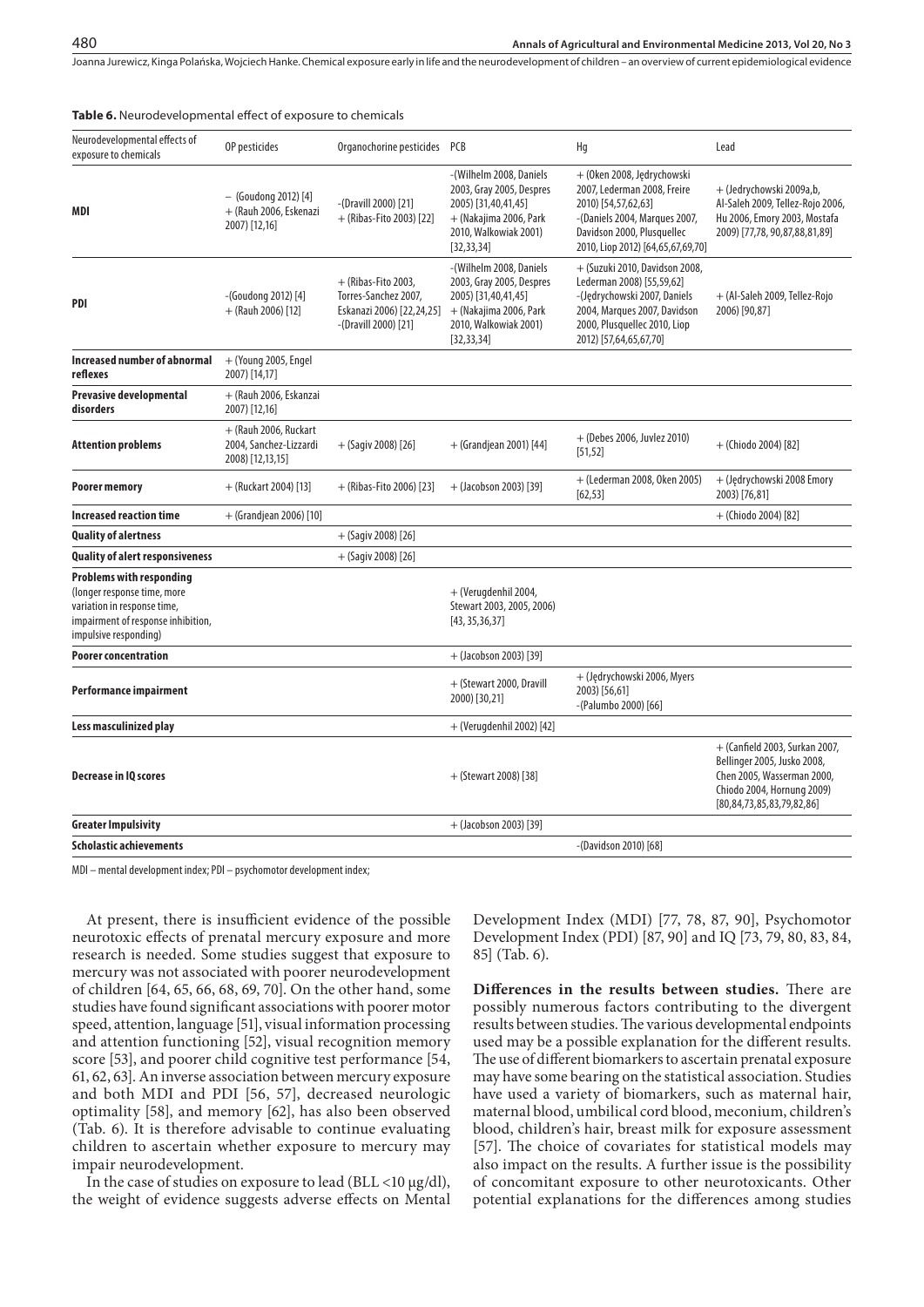**Table 6.** Neurodevelopmental effect of exposure to chemicals

| Neurodevelopmental effects of exposure to chemicals | OP pesticides | Organochorine pesticides | PCB | Hg | Lead |
|---|---|---|---|---|---|
| **MDI** | – (Goudong 2012) [4] + (Rauh 2006, Eskenazi 2007) [12,16] | -(Dravill 2000) [21] + (Ribas-Fito 2003) [22] | -(Wilhelm 2008, Daniels 2003, Gray 2005, Despres 2005) [31,40,41,45] + (Nakajima 2006, Park 2010, Walkowiak 2001) [32,33,34] | + (Oken 2008, Jędrychowski 2007, Lederman 2008, Freire 2010) [54,57,62,63] -(Daniels 2004, Marques 2007, Davidson 2000, Plusquellec 2010, Liop 2012) [64,65,67,69,70] | + (Jedrychowski 2009a,b, Al-Saleh 2009, Tellez-Rojo 2006, Hu 2006, Emory 2003, Mostafa 2009) [77,78, 90,87,88,81,89] |
| **PDI** | -(Goudong 2012) [4] + (Rauh 2006) [12] | + (Ribas-Fito 2003, Torres-Sanchez 2007, Eskanazi 2006) [22,24,25] -(Dravill 2000) [21] | -(Wilhelm 2008, Daniels 2003, Gray 2005, Despres 2005) [31,40,41,45] + (Nakajima 2006, Park 2010, Walkowiak 2001) [32,33,34] | + (Suzuki 2010, Davidson 2008, Lederman 2008) [55,59,62] -(Jędrychowski 2007, Daniels 2004, Marques 2007, Davidson 2000, Plusquellec 2010, Liop 2012) [57,64,65,67,70] | + (Al-Saleh 2009, Tellez-Rojo 2006) [90,87] |
| **Increased number of abnormal reflexes** | + (Young 2005, Engel 2007) [14,17] | | | | |
| **Prevasive developmental disorders** | + (Rauh 2006, Eskanzai 2007) [12,16] | | | | |
| **Attention problems** | + (Rauh 2006, Ruckart 2004, Sanchez-Lizzardi 2008) [12,13,15] | + (Sagiv 2008) [26] | + (Grandjean 2001) [44] | + (Debes 2006, Juvlez 2010) [51,52] | + (Chiodo 2004) [82] |
| **Poorer memory** | + (Ruckart 2004) [13] | + (Ribas-Fito 2006) [23] | + (Jacobson 2003) [39] | + (Lederman 2008, Oken 2005) [62,53] | + (Jędrychowski 2008 Emory 2003) [76,81] |
| **Increased reaction time** | + (Grandjean 2006) [10] | | | | + (Chiodo 2004) [82] |
| **Quality of alertness** | | + (Sagiv 2008) [26] | | | |
| **Quality of alert responsiveness** | | + (Sagiv 2008) [26] | | | |
| **Problems with responding** (longer response time, more variation in response time, impairment of response inhibition, impulsive responding) | | | + (Verugdenhil 2004, Stewart 2003, 2005, 2006) [43, 35,36,37] | | |
| **Poorer concentration** | | | + (Jacobson 2003) [39] | | |
| **Performance impairment** | | | + (Stewart 2000, Dravill 2000) [30,21] | + (Jędrychowski 2006, Myers 2003) [56,61] -(Palumbo 2000) [66] | |
| **Less masculinized play** | | | + (Verugdenhil 2002) [42] | | |
| **Decrease in IQ scores** | | | + (Stewart 2008) [38] | | + (Canfield 2003, Surkan 2007, Bellinger 2005, Jusko 2008, Chen 2005, Wasserman 2000, Chiodo 2004, Hornung 2009) [80,84,73,85,83,79,82,86] |
| **Greater Impulsivity** | | | + (Jacobson 2003) [39] | | |
| **Scholastic achievements** | | | | -(Davidson 2010) [68] | |

MDI – mental development index; PDI – psychomotor development index;

At present, there is insufficient evidence of the possible neurotoxic effects of prenatal mercury exposure and more research is needed. Some studies suggest that exposure to mercury was not associated with poorer neurodevelopment of children [64, 65, 66, 68, 69, 70]. On the other hand, some studies have found significant associations with poorer motor speed, attention, language [51], visual information processing and attention functioning [52], visual recognition memory score [53], and poorer child cognitive test performance [54, 61, 62, 63]. An inverse association between mercury exposure and both MDI and PDI [56, 57], decreased neurologic optimality [58], and memory [62], has also been observed (Tab. 6). It is therefore advisable to continue evaluating children to ascertain whether exposure to mercury may impair neurodevelopment.

In the case of studies on exposure to lead (BLL <10 μg/dl), the weight of evidence suggests adverse effects on Mental Development Index (MDI) [77, 78, 87, 90], Psychomotor Development Index (PDI) [87, 90] and IQ [73, 79, 80, 83, 84, 85] (Tab. 6).

**Differences in the results between studies.** There are possibly numerous factors contributing to the divergent results between studies. The various developmental endpoints used may be a possible explanation for the different results. The use of different biomarkers to ascertain prenatal exposure may have some bearing on the statistical association. Studies have used a variety of biomarkers, such as maternal hair, maternal blood, umbilical cord blood, meconium, children's blood, children's hair, breast milk for exposure assessment [57]. The choice of covariates for statistical models may also impact on the results. A further issue is the possibility of concomitant exposure to other neurotoxicants. Other potential explanations for the differences among studies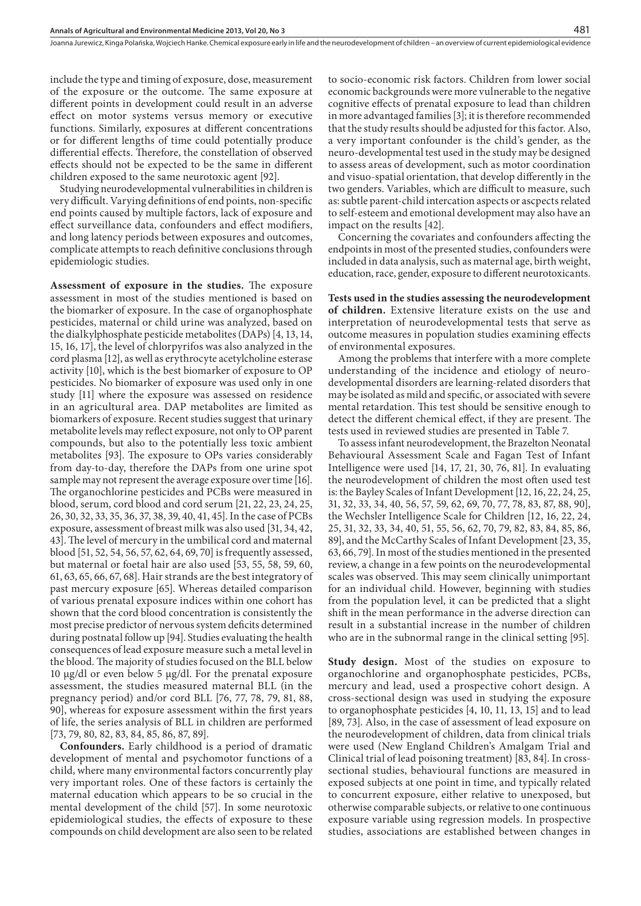include the type and timing of exposure, dose, measurement of the exposure or the outcome. The same exposure at different points in development could result in an adverse effect on motor systems versus memory or executive functions. Similarly, exposures at different concentrations or for different lengths of time could potentially produce differential effects. Therefore, the constellation of observed effects should not be expected to be the same in different children exposed to the same neurotoxic agent [92].

Studying neurodevelopmental vulnerabilities in children is very difficult. Varying definitions of end points, non-specific end points caused by multiple factors, lack of exposure and effect surveillance data, confounders and effect modifiers, and long latency periods between exposures and outcomes, complicate attempts to reach definitive conclusions through epidemiologic studies.

**Assessment of exposure in the studies.** The exposure assessment in most of the studies mentioned is based on the biomarker of exposure. In the case of organophosphate pesticides, maternal or child urine was analyzed, based on the dialkylphosphate pesticide metabolites (DAPs) [4, 13, 14, 15, 16, 17], the level of chlorpyrifos was also analyzed in the cord plasma [12], as well as erythrocyte acetylcholine esterase activity [10], which is the best biomarker of exposure to OP pesticides. No biomarker of exposure was used only in one study [11] where the exposure was assessed on residence in an agricultural area. DAP metabolites are limited as biomarkers of exposure. Recent studies suggest that urinary metabolite levels may reflect exposure, not only to OP parent compounds, but also to the potentially less toxic ambient metabolites [93]. The exposure to OPs varies considerably from day-to-day, therefore the DAPs from one urine spot sample may not represent the average exposure over time [16]. The organochlorine pesticides and PCBs were measured in blood, serum, cord blood and cord serum [21, 22, 23, 24, 25, 26, 30, 32, 33, 35, 36, 37, 38, 39, 40, 41, 45]. In the case of PCBs exposure, assessment of breast milk was also used [31, 34, 42, 43]. The level of mercury in the umbilical cord and maternal blood [51, 52, 54, 56, 57, 62, 64, 69, 70] is frequently assessed, but maternal or foetal hair are also used [53, 55, 58, 59, 60, 61, 63, 65, 66, 67, 68]. Hair strands are the best integratory of past mercury exposure [65]. Whereas detailed comparison of various prenatal exposure indices within one cohort has shown that the cord blood concentration is consistently the most precise predictor of nervous system deficits determined during postnatal follow up [94]. Studies evaluating the health consequences of lead exposure measure such a metal level in the blood. The majority of studies focused on the BLL below 10 µg/dl or even below 5 µg/dl. For the prenatal exposure assessment, the studies measured maternal BLL (in the pregnancy period) and/or cord BLL [76, 77, 78, 79, 81, 88, 90], whereas for exposure assessment within the first years of life, the series analysis of BLL in children are performed [73, 79, 80, 82, 83, 84, 85, 86, 87, 89].

**Confounders.** Early childhood is a period of dramatic development of mental and psychomotor functions of a child, where many environmental factors concurrently play very important roles. One of these factors is certainly the maternal education which appears to be so crucial in the mental development of the child [57]. In some neurotoxic epidemiological studies, the effects of exposure to these compounds on child development are also seen to be related to socio-economic risk factors. Children from lower social economic backgrounds were more vulnerable to the negative cognitive effects of prenatal exposure to lead than children in more advantaged families [3]; it is therefore recommended that the study results should be adjusted for this factor. Also, a very important confounder is the child's gender, as the neuro-developmental test used in the study may be designed to assess areas of development, such as motor coordination and visuo-spatial orientation, that develop differently in the two genders. Variables, which are difficult to measure, such as: subtle parent-child intercation aspects or ascpects related to self-esteem and emotional development may also have an impact on the results [42].

Concerning the covariates and confounders affecting the endpoints in most of the presented studies, confounders were included in data analysis, such as maternal age, birth weight, education, race, gender, exposure to different neurotoxicants.

**Tests used in the studies assessing the neurodevelopment of children.** Extensive literature exists on the use and interpretation of neurodevelopmental tests that serve as outcome measures in population studies examining effects of environmental exposures.

Among the problems that interfere with a more complete understanding of the incidence and etiology of neurodevelopmental disorders are learning-related disorders that may be isolated as mild and specific, or associated with severe mental retardation. This test should be sensitive enough to detect the different chemical effect, if they are present. The tests used in reviewed studies are presented in Table 7.

To assess infant neurodevelopment, the Brazelton Neonatal Behavioural Assessment Scale and Fagan Test of Infant Intelligence were used [14, 17, 21, 30, 76, 81]. In evaluating the neurodevelopment of children the most often used test is: the Bayley Scales of Infant Development [12, 16, 22, 24, 25, 31, 32, 33, 34, 40, 56, 57, 59, 62, 69, 70, 77, 78, 83, 87, 88, 90], the Wechsler Intelligence Scale for Children [12, 16, 22, 24, 25, 31, 32, 33, 34, 40, 51, 55, 56, 62, 70, 79, 82, 83, 84, 85, 86, 89], and the McCarthy Scales of Infant Development [23, 35, 63, 66, 79]. In most of the studies mentioned in the presented review, a change in a few points on the neurodevelopmental scales was observed. This may seem clinically unimportant for an individual child. However, beginning with studies from the population level, it can be predicted that a slight shift in the mean performance in the adverse direction can result in a substantial increase in the number of children who are in the subnormal range in the clinical setting [95].

**Study design.** Most of the studies on exposure to organochlorine and organophosphate pesticides, PCBs, mercury and lead, used a prospective cohort design. A cross-sectional design was used in studying the exposure to organophosphate pesticides [4, 10, 11, 13, 15] and to lead [89, 73]. Also, in the case of assessment of lead exposure on the neurodevelopment of children, data from clinical trials were used (New England Children's Amalgam Trial and Clinical trial of lead poisoning treatment) [83, 84]. In cross-sectional studies, behavioural functions are measured in exposed subjects at one point in time, and typically related to concurrent exposure, either relative to unexposed, but otherwise comparable subjects, or relative to one continuous exposure variable using regression models. In prospective studies, associations are established between changes in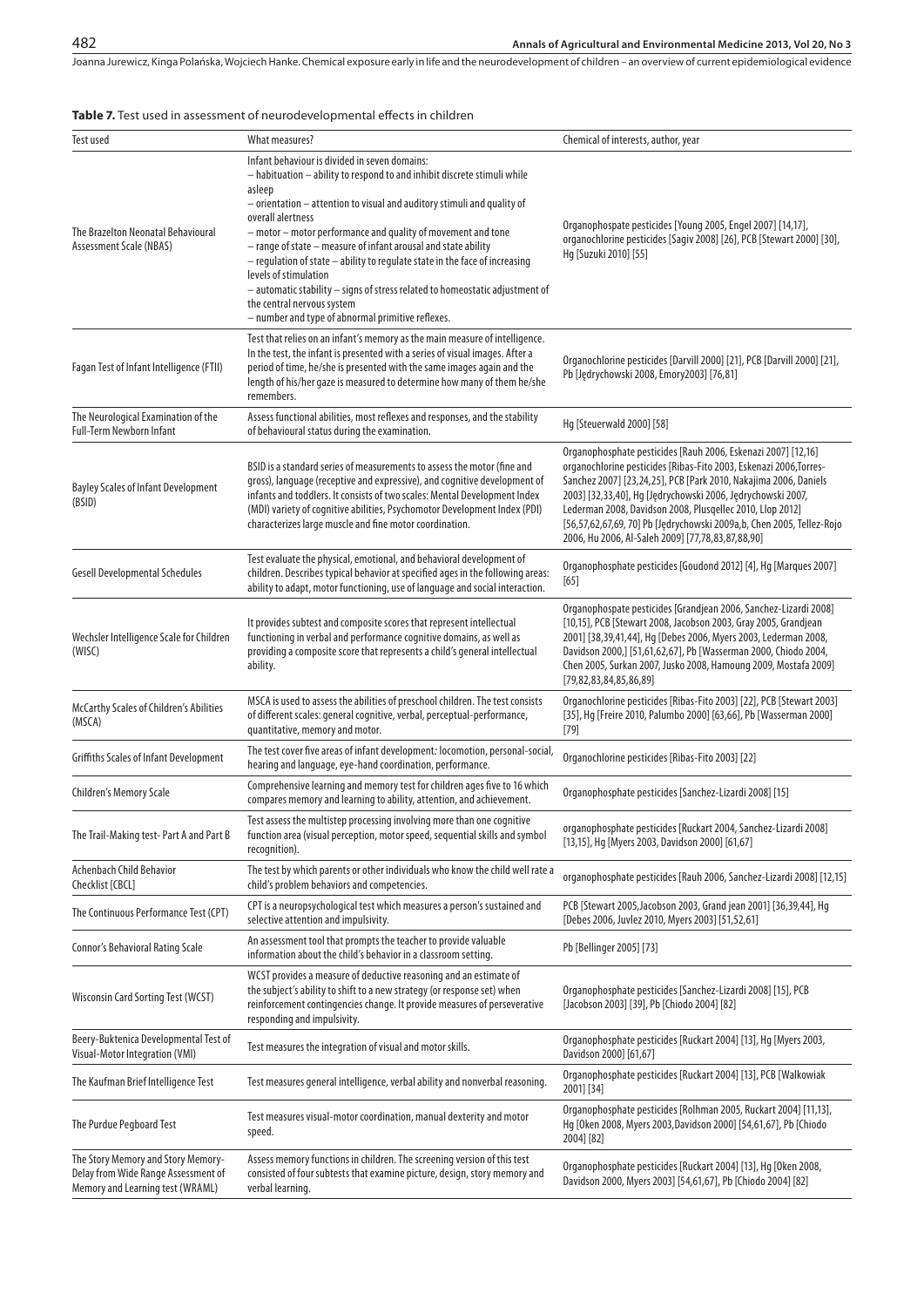**Table 7.** Test used in assessment of neurodevelopmental effects in children

| Test used | What measures? | Chemical of interests, author, year |
|---|---|---|
| The Brazelton Neonatal Behavioural Assessment Scale (NBAS) | Infant behaviour is divided in seven domains: – habituation – ability to respond to and inhibit discrete stimuli while asleep – orientation – attention to visual and auditory stimuli and quality of overall alertness – motor – motor performance and quality of movement and tone – range of state – measure of infant arousal and state ability – regulation of state – ability to regulate state in the face of increasing levels of stimulation – automatic stability – signs of stress related to homeostatic adjustment of the central nervous system – number and type of abnormal primitive reflexes. | Organophospate pesticides [Young 2005, Engel 2007] [14,17], organochlorine pesticides [Sagiv 2008] [26], PCB [Stewart 2000] [30], Hg [Suzuki 2010] [55] |
| Fagan Test of Infant Intelligence (FTII) | Test that relies on an infant's memory as the main measure of intelligence. In the test, the infant is presented with a series of visual images. After a period of time, he/she is presented with the same images again and the length of his/her gaze is measured to determine how many of them he/she remembers. | Organochlorine pesticides [Darvill 2000] [21], PCB [Darvill 2000] [21], Pb [Jędrychowski 2008, Emory2003] [76,81] |
| The Neurological Examination of the Full-Term Newborn Infant | Assess functional abilities, most reflexes and responses, and the stability of behavioural status during the examination. | Hg [Steuerwald 2000] [58] |
| Bayley Scales of Infant Development (BSID) | BSID is a standard series of measurements to assess the motor (fine and gross), language (receptive and expressive), and cognitive development of infants and toddlers. It consists of two scales: Mental Development Index (MDI) variety of cognitive abilities, Psychomotor Development Index (PDI) characterizes large muscle and fine motor coordination. | Organophosphate pesticides [Rauh 2006, Eskenazi 2007] [12,16] organochlorine pesticides [Ribas-Fito 2003, Eskenazi 2006,Torres-Sanchez 2007] [23,24,25], PCB [Park 2010, Nakajima 2006, Daniels 2003] [32,33,40], Hg [Jędrychowski 2006, Jędrychowski 2007, Lederman 2008, Davidson 2008, Plusqellec 2010, Llop 2012] [56,57,62,67,69, 70] Pb [Jędrychowski 2009a,b, Chen 2005, Tellez-Rojo 2006, Hu 2006, Al-Saleh 2009] [77,78,83,87,88,90] |
| Gesell Developmental Schedules | Test evaluate the physical, emotional, and behavioral development of children. Describes typical behavior at specified ages in the following areas: ability to adapt, motor functioning, use of language and social interaction. | Organophosphate pesticides [Goudond 2012] [4], Hg [Marques 2007] [65] |
| Wechsler Intelligence Scale for Children (WISC) | It provides subtest and composite scores that represent intellectual functioning in verbal and performance cognitive domains, as well as providing a composite score that represents a child's general intellectual ability. | Organophospate pesticides [Grandjean 2006, Sanchez-Lizardi 2008] [10,15], PCB [Stewart 2008, Jacobson 2003, Gray 2005, Grandjean 2001] [38,39,41,44], Hg [Debes 2006, Myers 2003, Lederman 2008, Davidson 2000,] [51,61,62,67], Pb [Wasserman 2000, Chiodo 2004, Chen 2005, Surkan 2007, Jusko 2008, Hamoung 2009, Mostafa 2009] [79,82,83,84,85,86,89] |
| McCarthy Scales of Children's Abilities (MSCA) | MSCA is used to assess the abilities of preschool children. The test consists of different scales: general cognitive, verbal, perceptual-performance, quantitative, memory and motor. | Organochlorine pesticides [Ribas-Fito 2003] [22], PCB [Stewart 2003] [35], Hg [Freire 2010, Palumbo 2000] [63,66], Pb [Wasserman 2000] [79] |
| Griffiths Scales of Infant Development | The test cover five areas of infant development: locomotion, personal-social, hearing and language, eye-hand coordination, performance. | Organochlorine pesticides [Ribas-Fito 2003] [22] |
| Children's Memory Scale | Comprehensive learning and memory test for children ages five to 16 which compares memory and learning to ability, attention, and achievement. | Organophosphate pesticides [Sanchez-Lizardi 2008] [15] |
| The Trail-Making test- Part A and Part B | Test assess the multistep processing involving more than one cognitive function area (visual perception, motor speed, sequential skills and symbol recognition). | organophosphate pesticides [Ruckart 2004, Sanchez-Lizardi 2008] [13,15], Hg [Myers 2003, Davidson 2000] [61,67] |
| Achenbach Child Behavior Checklist [CBCL] | The test by which parents or other individuals who know the child well rate a child's problem behaviors and competencies. | organophosphate pesticides [Rauh 2006, Sanchez-Lizardi 2008] [12,15] |
| The Continuous Performance Test (CPT) | CPT is a neuropsychological test which measures a person's sustained and selective attention and impulsivity. | PCB [Stewart 2005,Jacobson 2003, Grand jean 2001] [36,39,44], Hg [Debes 2006, Juvlez 2010, Myers 2003] [51,52,61] |
| Connor's Behavioral Rating Scale | An assessment tool that prompts the teacher to provide valuable information about the child's behavior in a classroom setting. | Pb [Bellinger 2005] [73] |
| Wisconsin Card Sorting Test (WCST) | WCST provides a measure of deductive reasoning and an estimate of the subject's ability to shift to a new strategy (or response set) when reinforcement contingencies change. It provide measures of perseverative responding and impulsivity. | Organophosphate pesticides [Sanchez-Lizardi 2008] [15], PCB [Jacobson 2003] [39], Pb [Chiodo 2004] [82] |
| Beery-Buktenica Developmental Test of Visual-Motor Integration (VMI) | Test measures the integration of visual and motor skills. | Organophosphate pesticides [Ruckart 2004] [13], Hg [Myers 2003, Davidson 2000] [61,67] |
| The Kaufman Brief Intelligence Test | Test measures general intelligence, verbal ability and nonverbal reasoning. | Organophosphate pesticides [Ruckart 2004] [13], PCB [Walkowiak 2001] [34] |
| The Purdue Pegboard Test | Test measures visual-motor coordination, manual dexterity and motor speed. | Organophosphate pesticides [Rolhman 2005, Ruckart 2004] [11,13], Hg [Oken 2008, Myers 2003,Davidson 2000] [54,61,67], Pb [Chiodo 2004] [82] |
| The Story Memory and Story Memory-Delay from Wide Range Assessment of Memory and Learning test (WRAML) | Assess memory functions in children. The screening version of this test consisted of four subtests that examine picture, design, story memory and verbal learning. | Organophosphate pesticides [Ruckart 2004] [13], Hg [Oken 2008, Davidson 2000, Myers 2003] [54,61,67], Pb [Chiodo 2004] [82] |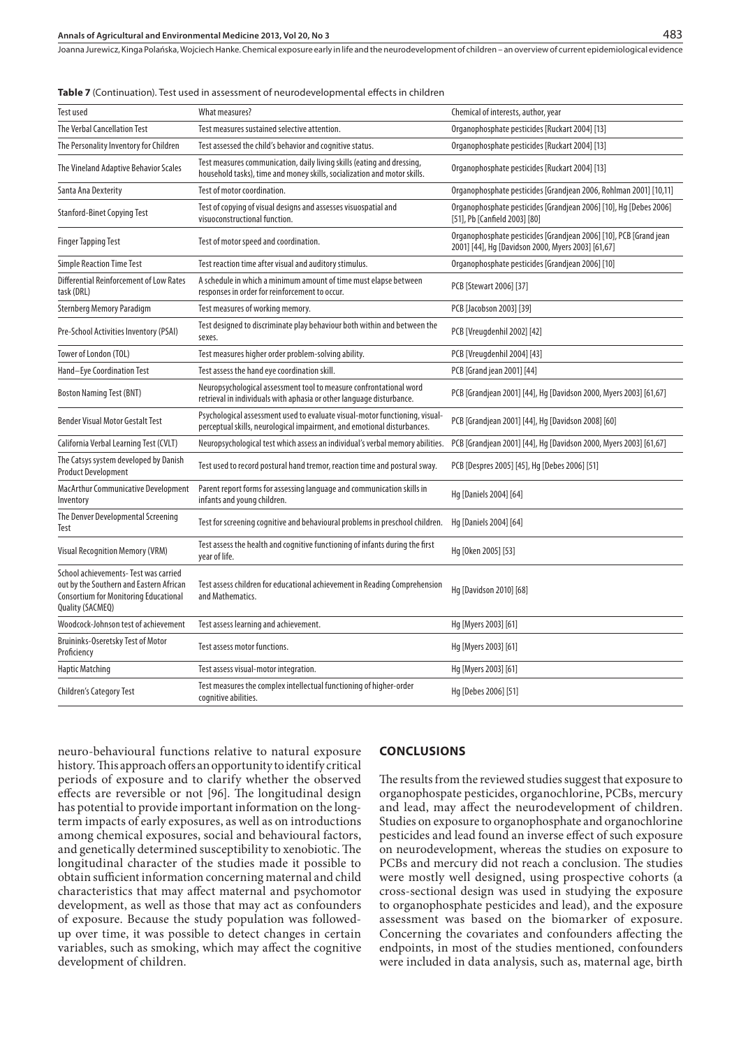**Table 7** (Continuation). Test used in assessment of neurodevelopmental effects in children

| Test used | What measures? | Chemical of interests, author, year |
|---|---|---|
| The Verbal Cancellation Test | Test measures sustained selective attention. | Organophosphate pesticides [Ruckart 2004] [13] |
| The Personality Inventory for Children | Test assessed the child's behavior and cognitive status. | Organophosphate pesticides [Ruckart 2004] [13] |
| The Vineland Adaptive Behavior Scales | Test measures communication, daily living skills (eating and dressing, household tasks), time and money skills, socialization and motor skills. | Organophosphate pesticides [Ruckart 2004] [13] |
| Santa Ana Dexterity | Test of motor coordination. | Organophosphate pesticides [Grandjean 2006, Rohlman 2001] [10,11] |
| Stanford-Binet Copying Test | Test of copying of visual designs and assesses visuospatial and visuoconstructional function. | Organophosphate pesticides [Grandjean 2006] [10], Hg [Debes 2006] [51], Pb [Canfield 2003] [80] |
| Finger Tapping Test | Test of motor speed and coordination. | Organophosphate pesticides [Grandjean 2006] [10], PCB [Grand jean 2001] [44], Hg [Davidson 2000, Myers 2003] [61,67] |
| Simple Reaction Time Test | Test reaction time after visual and auditory stimulus. | Organophosphate pesticides [Grandjean 2006] [10] |
| Differential Reinforcement of Low Rates task (DRL) | A schedule in which a minimum amount of time must elapse between responses in order for reinforcement to occur. | PCB [Stewart 2006] [37] |
| Sternberg Memory Paradigm | Test measures of working memory. | PCB [Jacobson 2003] [39] |
| Pre-School Activities Inventory (PSAI) | Test designed to discriminate play behaviour both within and between the sexes. | PCB [Vreugdenhil 2002] [42] |
| Tower of London (TOL) | Test measures higher order problem-solving ability. | PCB [Vreugdenhil 2004] [43] |
| Hand–Eye Coordination Test | Test assess the hand eye coordination skill. | PCB [Grand jean 2001] [44] |
| Boston Naming Test (BNT) | Neuropsychological assessment tool to measure confrontational word retrieval in individuals with aphasia or other language disturbance. | PCB [Grandjean 2001] [44], Hg [Davidson 2000, Myers 2003] [61,67] |
| Bender Visual Motor Gestalt Test | Psychological assessment used to evaluate visual-motor functioning, visual-perceptual skills, neurological impairment, and emotional disturbances. | PCB [Grandjean 2001] [44], Hg [Davidson 2008] [60] |
| California Verbal Learning Test (CVLT) | Neuropsychological test which assess an individual's verbal memory abilities. | PCB [Grandjean 2001] [44], Hg [Davidson 2000, Myers 2003] [61,67] |
| The Catsys system developed by Danish Product Development | Test used to record postural hand tremor, reaction time and postural sway. | PCB [Despres 2005] [45], Hg [Debes 2006] [51] |
| MacArthur Communicative Development Inventory | Parent report forms for assessing language and communication skills in infants and young children. | Hg [Daniels 2004] [64] |
| The Denver Developmental Screening Test | Test for screening cognitive and behavioural problems in preschool children. | Hg [Daniels 2004] [64] |
| Visual Recognition Memory (VRM) | Test assess the health and cognitive functioning of infants during the first year of life. | Hg [Oken 2005] [53] |
| School achievements- Test was carried out by the Southern and Eastern African Consortium for Monitoring Educational Quality (SACMEQ) | Test assess children for educational achievement in Reading Comprehension and Mathematics. | Hg [Davidson 2010] [68] |
| Woodcock-Johnson test of achievement | Test assess learning and achievement. | Hg [Myers 2003] [61] |
| Bruininks-Oseretsky Test of Motor Proficiency | Test assess motor functions. | Hg [Myers 2003] [61] |
| Haptic Matching | Test assess visual-motor integration. | Hg [Myers 2003] [61] |
| Children's Category Test | Test measures the complex intellectual functioning of higher-order cognitive abilities. | Hg [Debes 2006] [51] |

neuro-behavioural functions relative to natural exposure history. This approach offers an opportunity to identify critical periods of exposure and to clarify whether the observed effects are reversible or not [96]. The longitudinal design has potential to provide important information on the long-term impacts of early exposures, as well as on introductions among chemical exposures, social and behavioural factors, and genetically determined susceptibility to xenobiotic. The longitudinal character of the studies made it possible to obtain sufficient information concerning maternal and child characteristics that may affect maternal and psychomotor development, as well as those that may act as confounders of exposure. Because the study population was followed-up over time, it was possible to detect changes in certain variables, such as smoking, which may affect the cognitive development of children.

## CONCLUSIONS

The results from the reviewed studies suggest that exposure to organophospate pesticides, organochlorine, PCBs, mercury and lead, may affect the neurodevelopment of children. Studies on exposure to organophosphate and organochlorine pesticides and lead found an inverse effect of such exposure on neurodevelopment, whereas the studies on exposure to PCBs and mercury did not reach a conclusion. The studies were mostly well designed, using prospective cohorts (a cross-sectional design was used in studying the exposure to organophosphate pesticides and lead), and the exposure assessment was based on the biomarker of exposure. Concerning the covariates and confounders affecting the endpoints, in most of the studies mentioned, confounders were included in data analysis, such as, maternal age, birth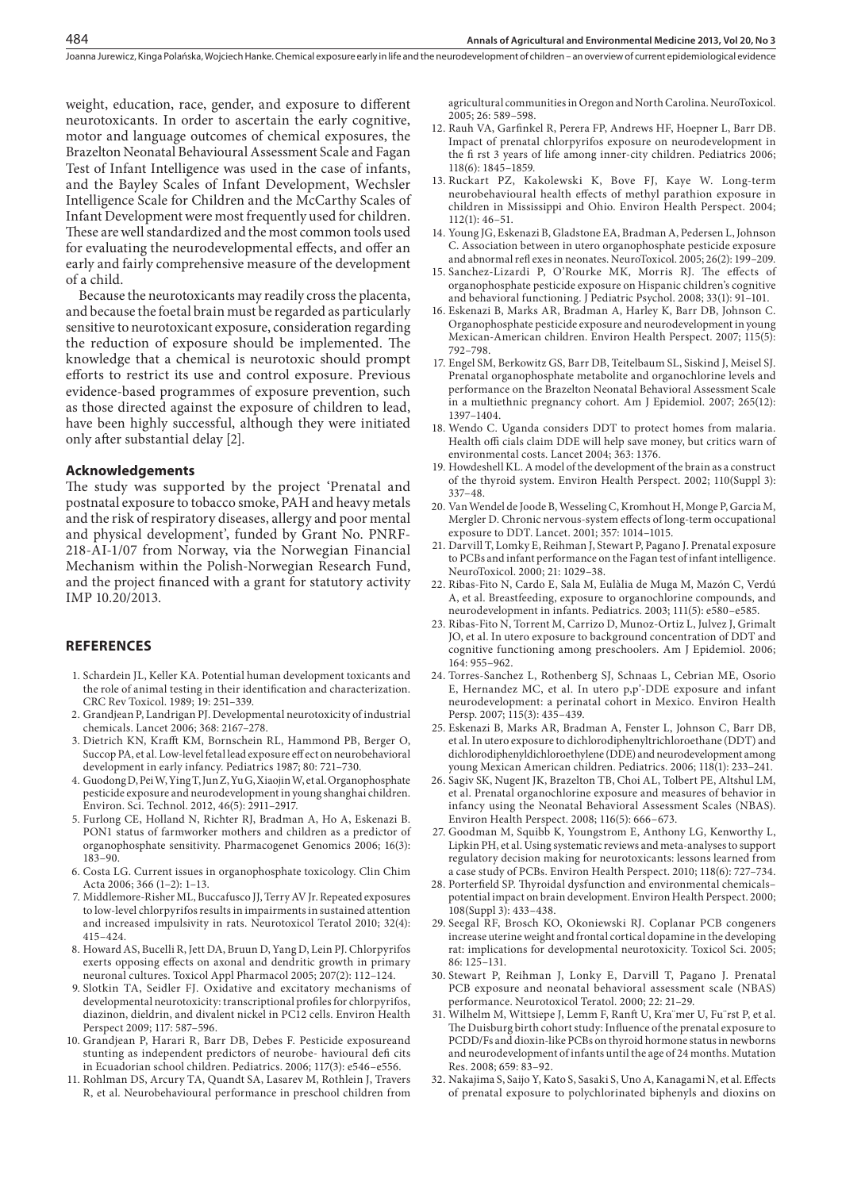weight, education, race, gender, and exposure to different neurotoxicants. In order to ascertain the early cognitive, motor and language outcomes of chemical exposures, the Brazelton Neonatal Behavioural Assessment Scale and Fagan Test of Infant Intelligence was used in the case of infants, and the Bayley Scales of Infant Development, Wechsler Intelligence Scale for Children and the McCarthy Scales of Infant Development were most frequently used for children. These are well standardized and the most common tools used for evaluating the neurodevelopmental effects, and offer an early and fairly comprehensive measure of the development of a child.

Because the neurotoxicants may readily cross the placenta, and because the foetal brain must be regarded as particularly sensitive to neurotoxicant exposure, consideration regarding the reduction of exposure should be implemented. The knowledge that a chemical is neurotoxic should prompt efforts to restrict its use and control exposure. Previous evidence-based programmes of exposure prevention, such as those directed against the exposure of children to lead, have been highly successful, although they were initiated only after substantial delay [2].

## Acknowledgements

The study was supported by the project 'Prenatal and postnatal exposure to tobacco smoke, PAH and heavy metals and the risk of respiratory diseases, allergy and poor mental and physical development', funded by Grant No. PNRF-218-AI-1/07 from Norway, via the Norwegian Financial Mechanism within the Polish-Norwegian Research Fund, and the project financed with a grant for statutory activity IMP 10.20/2013.

## REFERENCES

1. Schardein JL, Keller KA. Potential human development toxicants and the role of animal testing in their identification and characterization. CRC Rev Toxicol. 1989; 19: 251–339.
2. Grandjean P, Landrigan PJ. Developmental neurotoxicity of industrial chemicals. Lancet 2006; 368: 2167–278.
3. Dietrich KN, Krafft KM, Bornschein RL, Hammond PB, Berger O, Succop PA, et al. Low-level fetal lead exposure eff ect on neurobehavioral development in early infancy. Pediatrics 1987; 80: 721–730.
4. Guodong D, Pei W, Ying T, Jun Z, Yu G, Xiaojin W, et al. Organophosphate pesticide exposure and neurodevelopment in young shanghai children. Environ. Sci. Technol. 2012, 46(5): 2911–2917.
5. Furlong CE, Holland N, Richter RJ, Bradman A, Ho A, Eskenazi B. PON1 status of farmworker mothers and children as a predictor of organophosphate sensitivity. Pharmacogenet Genomics 2006; 16(3): 183–90.
6. Costa LG. Current issues in organophosphate toxicology. Clin Chim Acta 2006; 366 (1–2): 1–13.
7. Middlemore-Risher ML, Buccafusco JJ, Terry AV Jr. Repeated exposures to low-level chlorpyrifos results in impairments in sustained attention and increased impulsivity in rats. Neurotoxicol Teratol 2010; 32(4): 415–424.
8. Howard AS, Bucelli R, Jett DA, Bruun D, Yang D, Lein PJ. Chlorpyrifos exerts opposing effects on axonal and dendritic growth in primary neuronal cultures. Toxicol Appl Pharmacol 2005; 207(2): 112–124.
9. Slotkin TA, Seidler FJ. Oxidative and excitatory mechanisms of developmental neurotoxicity: transcriptional profiles for chlorpyrifos, diazinon, dieldrin, and divalent nickel in PC12 cells. Environ Health Perspect 2009; 117: 587–596.
10. Grandjean P, Harari R, Barr DB, Debes F. Pesticide exposureand stunting as independent predictors of neurobe- havioural defi cits in Ecuadorian school children. Pediatrics. 2006; 117(3): e546–e556.
11. Rohlman DS, Arcury TA, Quandt SA, Lasarev M, Rothlein J, Travers R, et al. Neurobehavioural performance in preschool children from agricultural communities in Oregon and North Carolina. NeuroToxicol. 2005; 26: 589–598.
12. Rauh VA, Garfinkel R, Perera FP, Andrews HF, Hoepner L, Barr DB. Impact of prenatal chlorpyrifos exposure on neurodevelopment in the fi rst 3 years of life among inner-city children. Pediatrics 2006; 118(6): 1845–1859.
13. Ruckart PZ, Kakolewski K, Bove FJ, Kaye W. Long-term neurobehavioural health effects of methyl parathion exposure in children in Mississippi and Ohio. Environ Health Perspect. 2004; 112(1): 46–51.
14. Young JG, Eskenazi B, Gladstone EA, Bradman A, Pedersen L, Johnson C. Association between in utero organophosphate pesticide exposure and abnormal refl exes in neonates. NeuroToxicol. 2005; 26(2): 199–209.
15. Sanchez-Lizardi P, O'Rourke MK, Morris RJ. The effects of organophosphate pesticide exposure on Hispanic children's cognitive and behavioral functioning. J Pediatric Psychol. 2008; 33(1): 91–101.
16. Eskenazi B, Marks AR, Bradman A, Harley K, Barr DB, Johnson C. Organophosphate pesticide exposure and neurodevelopment in young Mexican-American children. Environ Health Perspect. 2007; 115(5): 792–798.
17. Engel SM, Berkowitz GS, Barr DB, Teitelbaum SL, Siskind J, Meisel SJ. Prenatal organophosphate metabolite and organochlorine levels and performance on the Brazelton Neonatal Behavioral Assessment Scale in a multiethnic pregnancy cohort. Am J Epidemiol. 2007; 265(12): 1397–1404.
18. Wendo C. Uganda considers DDT to protect homes from malaria. Health offi cials claim DDE will help save money, but critics warn of environmental costs. Lancet 2004; 363: 1376.
19. Howdeshell KL. A model of the development of the brain as a construct of the thyroid system. Environ Health Perspect. 2002; 110(Suppl 3): 337–48.
20. Van Wendel de Joode B, Wesseling C, Kromhout H, Monge P, Garcia M, Mergler D. Chronic nervous-system effects of long-term occupational exposure to DDT. Lancet. 2001; 357: 1014–1015.
21. Darvill T, Lomky E, Reihman J, Stewart P, Pagano J. Prenatal exposure to PCBs and infant performance on the Fagan test of infant intelligence. NeuroToxicol. 2000; 21: 1029–38.
22. Ribas-Fito N, Cardo E, Sala M, Eulàlia de Muga M, Mazón C, Verdú A, et al. Breastfeeding, exposure to organochlorine compounds, and neurodevelopment in infants. Pediatrics. 2003; 111(5): e580–e585.
23. Ribas-Fito N, Torrent M, Carrizo D, Munoz-Ortiz L, Julvez J, Grimalt JO, et al. In utero exposure to background concentration of DDT and cognitive functioning among preschoolers. Am J Epidemiol. 2006; 164: 955–962.
24. Torres-Sanchez L, Rothenberg SJ, Schnaas L, Cebrian ME, Osorio E, Hernandez MC, et al. In utero p,p'-DDE exposure and infant neurodevelopment: a perinatal cohort in Mexico. Environ Health Persp. 2007; 115(3): 435–439.
25. Eskenazi B, Marks AR, Bradman A, Fenster L, Johnson C, Barr DB, et al. In utero exposure to dichlorodiphenyltrichloroethane (DDT) and dichlorodiphenyldichloroethylene (DDE) and neurodevelopment among young Mexican American children. Pediatrics. 2006; 118(1): 233–241.
26. Sagiv SK, Nugent JK, Brazelton TB, Choi AL, Tolbert PE, Altshul LM, et al. Prenatal organochlorine exposure and measures of behavior in infancy using the Neonatal Behavioral Assessment Scales (NBAS). Environ Health Perspect. 2008; 116(5): 666–673.
27. Goodman M, Squibb K, Youngstrom E, Anthony LG, Kenworthy L, Lipkin PH, et al. Using systematic reviews and meta-analyses to support regulatory decision making for neurotoxicants: lessons learned from a case study of PCBs. Environ Health Perspect. 2010; 118(6): 727–734.
28. Porterfield SP. Thyroidal dysfunction and environmental chemicals–potential impact on brain development. Environ Health Perspect. 2000; 108(Suppl 3): 433–438.
29. Seegal RF, Brosch KO, Okoniewski RJ. Coplanar PCB congeners increase uterine weight and frontal cortical dopamine in the developing rat: implications for developmental neurotoxicity. Toxicol Sci. 2005; 86: 125–131.
30. Stewart P, Reihman J, Lonky E, Darvill T, Pagano J. Prenatal PCB exposure and neonatal behavioral assessment scale (NBAS) performance. Neurotoxicol Teratol. 2000; 22: 21–29.
31. Wilhelm M, Wittsiepe J, Lemm F, Ranft U, Kra¨mer U, Fu¨rst P, et al. The Duisburg birth cohort study: Influence of the prenatal exposure to PCDD/Fs and dioxin-like PCBs on thyroid hormone status in newborns and neurodevelopment of infants until the age of 24 months. Mutation Res. 2008; 659: 83–92.
32. Nakajima S, Saijo Y, Kato S, Sasaki S, Uno A, Kanagami N, et al. Effects of prenatal exposure to polychlorinated biphenyls and dioxins on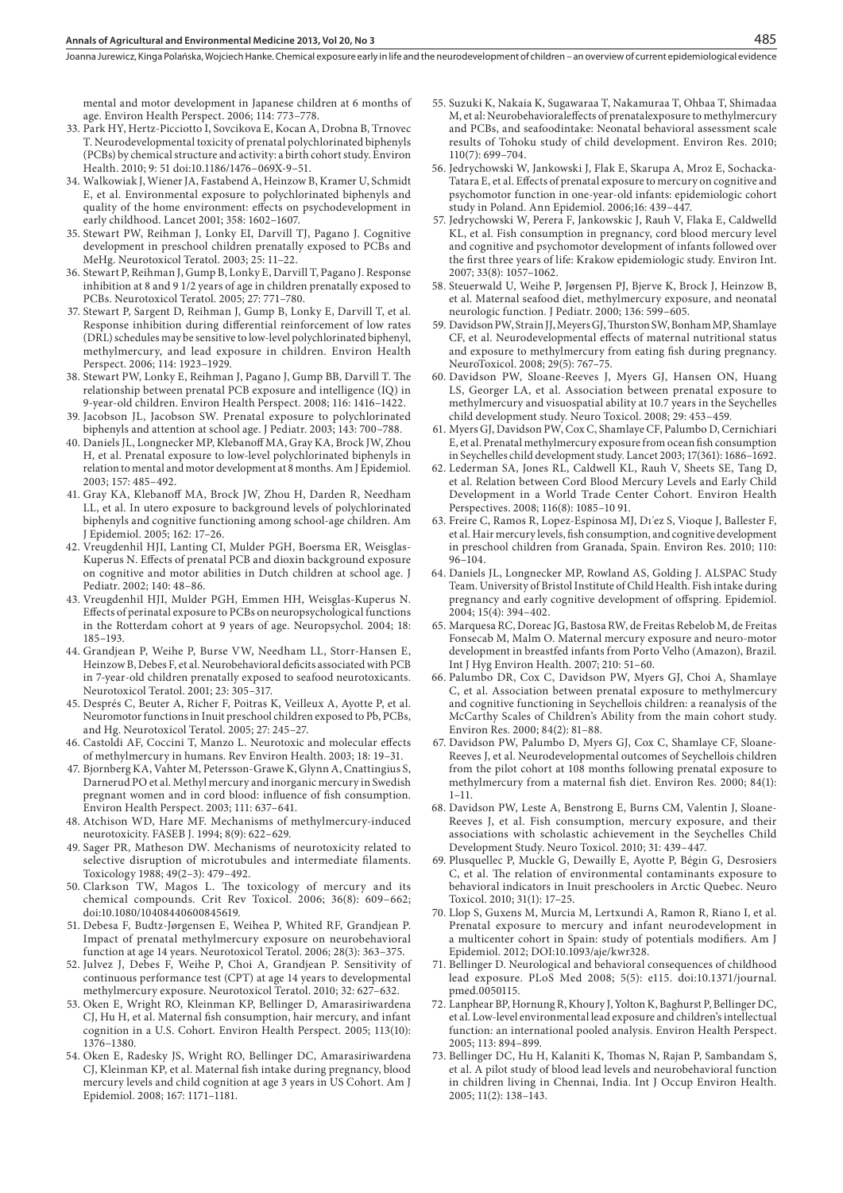mental and motor development in Japanese children at 6 months of age. Environ Health Perspect. 2006; 114: 773–778.

33. Park HY, Hertz-Picciotto I, Sovcikova E, Kocan A, Drobna B, Trnovec T. Neurodevelopmental toxicity of prenatal polychlorinated biphenyls (PCBs) by chemical structure and activity: a birth cohort study. Environ Health. 2010; 9: 51 doi:10.1186/1476–069X-9–51.
34. Walkowiak J, Wiener JA, Fastabend A, Heinzow B, Kramer U, Schmidt E, et al. Environmental exposure to polychlorinated biphenyls and quality of the home environment: effects on psychodevelopment in early childhood. Lancet 2001; 358: 1602–1607.
35. Stewart PW, Reihman J, Lonky EI, Darvill TJ, Pagano J. Cognitive development in preschool children prenatally exposed to PCBs and MeHg. Neurotoxicol Teratol. 2003; 25: 11–22.
36. Stewart P, Reihman J, Gump B, Lonky E, Darvill T, Pagano J. Response inhibition at 8 and 9 1/2 years of age in children prenatally exposed to PCBs. Neurotoxicol Teratol. 2005; 27: 771–780.
37. Stewart P, Sargent D, Reihman J, Gump B, Lonky E, Darvill T, et al. Response inhibition during differential reinforcement of low rates (DRL) schedules may be sensitive to low-level polychlorinated biphenyl, methylmercury, and lead exposure in children. Environ Health Perspect. 2006; 114: 1923–1929.
38. Stewart PW, Lonky E, Reihman J, Pagano J, Gump BB, Darvill T. The relationship between prenatal PCB exposure and intelligence (IQ) in 9-year-old children. Environ Health Perspect. 2008; 116: 1416–1422.
39. Jacobson JL, Jacobson SW. Prenatal exposure to polychlorinated biphenyls and attention at school age. J Pediatr. 2003; 143: 700–788.
40. Daniels JL, Longnecker MP, Klebanoff MA, Gray KA, Brock JW, Zhou H, et al. Prenatal exposure to low-level polychlorinated biphenyls in relation to mental and motor development at 8 months. Am J Epidemiol. 2003; 157: 485–492.
41. Gray KA, Klebanoff MA, Brock JW, Zhou H, Darden R, Needham LL, et al. In utero exposure to background levels of polychlorinated biphenyls and cognitive functioning among school-age children. Am J Epidemiol. 2005; 162: 17–26.
42. Vreugdenhil HJI, Lanting CI, Mulder PGH, Boersma ER, Weisglas-Kuperus N. Effects of prenatal PCB and dioxin background exposure on cognitive and motor abilities in Dutch children at school age. J Pediatr. 2002; 140: 48–86.
43. Vreugdenhil HJI, Mulder PGH, Emmen HH, Weisglas-Kuperus N. Effects of perinatal exposure to PCBs on neuropsychological functions in the Rotterdam cohort at 9 years of age. Neuropsychol. 2004; 18: 185–193.
44. Grandjean P, Weihe P, Burse VW, Needham LL, Storr-Hansen E, Heinzow B, Debes F, et al. Neurobehavioral deficits associated with PCB in 7-year-old children prenatally exposed to seafood neurotoxicants. Neurotoxicol Teratol. 2001; 23: 305–317.
45. Després C, Beuter A, Richer F, Poitras K, Veilleux A, Ayotte P, et al. Neuromotor functions in Inuit preschool children exposed to Pb, PCBs, and Hg. Neurotoxicol Teratol. 2005; 27: 245–27.
46. Castoldi AF, Coccini T, Manzo L. Neurotoxic and molecular effects of methylmercury in humans. Rev Environ Health. 2003; 18: 19–31.
47. Bjornberg KA, Vahter M, Petersson-Grawe K, Glynn A, Cnattingius S, Darnerud PO et al. Methyl mercury and inorganic mercury in Swedish pregnant women and in cord blood: influence of fish consumption. Environ Health Perspect. 2003; 111: 637–641.
48. Atchison WD, Hare MF. Mechanisms of methylmercury-induced neurotoxicity. FASEB J. 1994; 8(9): 622–629.
49. Sager PR, Matheson DW. Mechanisms of neurotoxicity related to selective disruption of microtubules and intermediate filaments. Toxicology 1988; 49(2–3): 479–492.
50. Clarkson TW, Magos L. The toxicology of mercury and its chemical compounds. Crit Rev Toxicol. 2006; 36(8): 609–662; doi:10.1080/10408440600845619.
51. Debesa F, Budtz-Jørgensen E, Weihea P, Whited RF, Grandjean P. Impact of prenatal methylmercury exposure on neurobehavioral function at age 14 years. Neurotoxicol Teratol. 2006; 28(3): 363–375.
52. Julvez J, Debes F, Weihe P, Choi A, Grandjean P. Sensitivity of continuous performance test (CPT) at age 14 years to developmental methylmercury exposure. Neurotoxicol Teratol. 2010; 32: 627–632.
53. Oken E, Wright RO, Kleinman KP, Bellinger D, Amarasiriwardena CJ, Hu H, et al. Maternal fish consumption, hair mercury, and infant cognition in a U.S. Cohort. Environ Health Perspect. 2005; 113(10): 1376–1380.
54. Oken E, Radesky JS, Wright RO, Bellinger DC, Amarasiriwardena CJ, Kleinman KP, et al. Maternal fish intake during pregnancy, blood mercury levels and child cognition at age 3 years in US Cohort. Am J Epidemiol. 2008; 167: 1171–1181.
55. Suzuki K, Nakaia K, Sugawaraa T, Nakamuraa T, Ohbaa T, Shimadaa M, et al: Neurobehavioraleffects of prenatalexposure to methylmercury and PCBs, and seafoodintake: Neonatal behavioral assessment scale results of Tohoku study of child development. Environ Res. 2010; 110(7): 699–704.
56. Jedrychowski W, Jankowski J, Flak E, Skarupa A, Mroz E, Sochacka-Tatara E, et al. Effects of prenatal exposure to mercury on cognitive and psychomotor function in one-year-old infants: epidemiologic cohort study in Poland. Ann Epidemiol. 2006;16: 439–447.
57. Jedrychowski W, Perera F, Jankowskic J, Rauh V, Flaka E, Caldwelld KL, et al. Fish consumption in pregnancy, cord blood mercury level and cognitive and psychomotor development of infants followed over the first three years of life: Krakow epidemiologic study. Environ Int. 2007; 33(8): 1057–1062.
58. Steuerwald U, Weihe P, Jørgensen PJ, Bjerve K, Brock J, Heinzow B, et al. Maternal seafood diet, methylmercury exposure, and neonatal neurologic function. J Pediatr. 2000; 136: 599–605.
59. Davidson PW, Strain JJ, Meyers GJ, Thurston SW, Bonham MP, Shamlaye CF, et al. Neurodevelopmental effects of maternal nutritional status and exposure to methylmercury from eating fish during pregnancy. NeuroToxicol. 2008; 29(5): 767–75.
60. Davidson PW, Sloane-Reeves J, Myers GJ, Hansen ON, Huang LS, Georger LA, et al. Association between prenatal exposure to methylmercury and visuospatial ability at 10.7 years in the Seychelles child development study. Neuro Toxicol. 2008; 29: 453–459.
61. Myers GJ, Davidson PW, Cox C, Shamlaye CF, Palumbo D, Cernichiari E, et al. Prenatal methylmercury exposure from ocean fish consumption in Seychelles child development study. Lancet 2003; 17(361): 1686–1692.
62. Lederman SA, Jones RL, Caldwell KL, Rauh V, Sheets SE, Tang D, et al. Relation between Cord Blood Mercury Levels and Early Child Development in a World Trade Center Cohort. Environ Health Perspectives. 2008; 116(8): 1085–10 91.
63. Freire C, Ramos R, Lopez-Espinosa MJ, Dı´ez S, Vioque J, Ballester F, et al. Hair mercury levels, fish consumption, and cognitive development in preschool children from Granada, Spain. Environ Res. 2010; 110: 96–104.
64. Daniels JL, Longnecker MP, Rowland AS, Golding J. ALSPAC Study Team. University of Bristol Institute of Child Health. Fish intake during pregnancy and early cognitive development of offspring. Epidemiol. 2004; 15(4): 394–402.
65. Marquesa RC, Doreac JG, Bastosa RW, de Freitas Rebelob M, de Freitas Fonsecab M, Malm O. Maternal mercury exposure and neuro-motor development in breastfed infants from Porto Velho (Amazon), Brazil. Int J Hyg Environ Health. 2007; 210: 51–60.
66. Palumbo DR, Cox C, Davidson PW, Myers GJ, Choi A, Shamlaye C, et al. Association between prenatal exposure to methylmercury and cognitive functioning in Seychellois children: a reanalysis of the McCarthy Scales of Children's Ability from the main cohort study. Environ Res. 2000; 84(2): 81–88.
67. Davidson PW, Palumbo D, Myers GJ, Cox C, Shamlaye CF, Sloane-Reeves J, et al. Neurodevelopmental outcomes of Seychellois children from the pilot cohort at 108 months following prenatal exposure to methylmercury from a maternal fish diet. Environ Res. 2000; 84(1): 1–11.
68. Davidson PW, Leste A, Benstrong E, Burns CM, Valentin J, Sloane-Reeves J, et al. Fish consumption, mercury exposure, and their associations with scholastic achievement in the Seychelles Child Development Study. Neuro Toxicol. 2010; 31: 439–447.
69. Plusquellec P, Muckle G, Dewailly E, Ayotte P, Bégin G, Desrosiers C, et al. The relation of environmental contaminants exposure to behavioral indicators in Inuit preschoolers in Arctic Quebec. Neuro Toxicol. 2010; 31(1): 17–25.
70. Llop S, Guxens M, Murcia M, Lertxundi A, Ramon R, Riano I, et al. Prenatal exposure to mercury and infant neurodevelopment in a multicenter cohort in Spain: study of potentials modifiers. Am J Epidemiol. 2012; DOI:10.1093/aje/kwr328.
71. Bellinger D. Neurological and behavioral consequences of childhood lead exposure. PLoS Med 2008; 5(5): e115. doi:10.1371/journal.pmed.0050115.
72. Lanphear BP, Hornung R, Khoury J, Yolton K, Baghurst P, Bellinger DC, et al. Low-level environmental lead exposure and children's intellectual function: an international pooled analysis. Environ Health Perspect. 2005; 113: 894–899.
73. Bellinger DC, Hu H, Kalaniti K, Thomas N, Rajan P, Sambandam S, et al. A pilot study of blood lead levels and neurobehavioral function in children living in Chennai, India. Int J Occup Environ Health. 2005; 11(2): 138–143.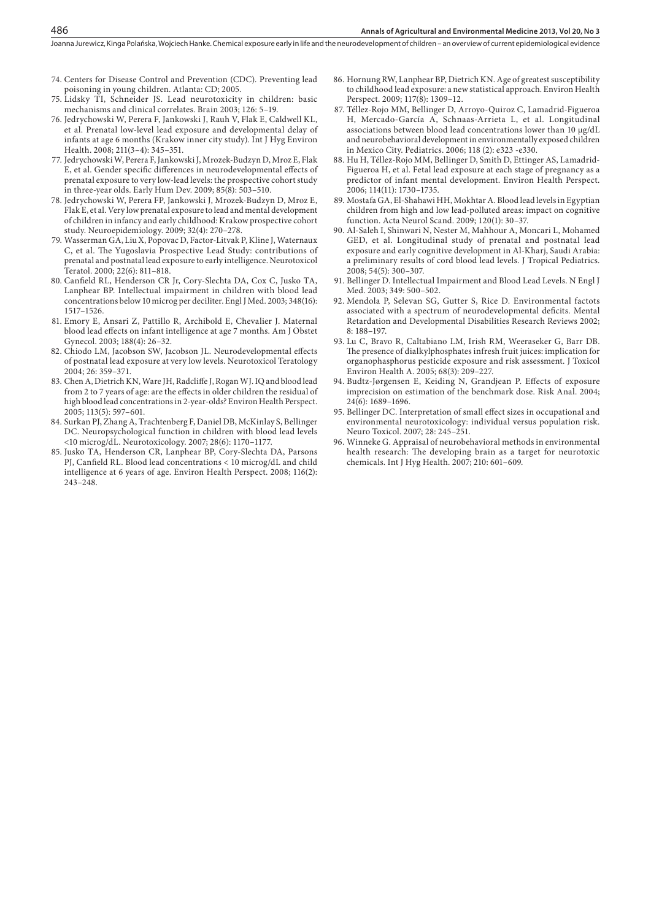74. Centers for Disease Control and Prevention (CDC). Preventing lead poisoning in young children. Atlanta: CD; 2005.
75. Lidsky TI, Schneider JS. Lead neurotoxicity in children: basic mechanisms and clinical correlates. Brain 2003; 126: 5–19.
76. Jedrychowski W, Perera F, Jankowski J, Rauh V, Flak E, Caldwell KL, et al. Prenatal low-level lead exposure and developmental delay of infants at age 6 months (Krakow inner city study). Int J Hyg Environ Health. 2008; 211(3–4): 345–351.
77. Jedrychowski W, Perera F, Jankowski J, Mrozek-Budzyn D, Mroz E, Flak E, et al. Gender specific differences in neurodevelopmental effects of prenatal exposure to very low-lead levels: the prospective cohort study in three-year olds. Early Hum Dev. 2009; 85(8): 503–510.
78. Jedrychowski W, Perera FP, Jankowski J, Mrozek-Budzyn D, Mroz E, Flak E, et al. Very low prenatal exposure to lead and mental development of children in infancy and early childhood: Krakow prospective cohort study. Neuroepidemiology. 2009; 32(4): 270–278.
79. Wasserman GA, Liu X, Popovac D, Factor-Litvak P, Kline J, Waternaux C, et al. The Yugoslavia Prospective Lead Study: contributions of prenatal and postnatal lead exposure to early intelligence. Neurotoxicol Teratol. 2000; 22(6): 811–818.
80. Canfield RL, Henderson CR Jr, Cory-Slechta DA, Cox C, Jusko TA, Lanphear BP. Intellectual impairment in children with blood lead concentrations below 10 microg per deciliter. Engl J Med. 2003; 348(16): 1517–1526.
81. Emory E, Ansari Z, Pattillo R, Archibold E, Chevalier J. Maternal blood lead effects on infant intelligence at age 7 months. Am J Obstet Gynecol. 2003; 188(4): 26–32.
82. Chiodo LM, Jacobson SW, Jacobson JL. Neurodevelopmental effects of postnatal lead exposure at very low levels. Neurotoxicol Teratology 2004; 26: 359–371.
83. Chen A, Dietrich KN, Ware JH, Radcliffe J, Rogan WJ. IQ and blood lead from 2 to 7 years of age: are the effects in older children the residual of high blood lead concentrations in 2-year-olds? Environ Health Perspect. 2005; 113(5): 597–601.
84. Surkan PJ, Zhang A, Trachtenberg F, Daniel DB, McKinlay S, Bellinger DC. Neuropsychological function in children with blood lead levels <10 microg/dL. Neurotoxicology. 2007; 28(6): 1170–1177.
85. Jusko TA, Henderson CR, Lanphear BP, Cory-Slechta DA, Parsons PJ, Canfield RL. Blood lead concentrations < 10 microg/dL and child intelligence at 6 years of age. Environ Health Perspect. 2008; 116(2): 243–248.
86. Hornung RW, Lanphear BP, Dietrich KN. Age of greatest susceptibility to childhood lead exposure: a new statistical approach. Environ Health Perspect. 2009; 117(8): 1309–12.
87. Téllez-Rojo MM, Bellinger D, Arroyo-Quiroz C, Lamadrid-Figueroa H, Mercado-García A, Schnaas-Arrieta L, et al. Longitudinal associations between blood lead concentrations lower than 10 μg/dL and neurobehavioral development in environmentally exposed children in Mexico City. Pediatrics. 2006; 118 (2): e323 -e330.
88. Hu H, Téllez-Rojo MM, Bellinger D, Smith D, Ettinger AS, Lamadrid-Figueroa H, et al. Fetal lead exposure at each stage of pregnancy as a predictor of infant mental development. Environ Health Perspect. 2006; 114(11): 1730–1735.
89. Mostafa GA, El-Shahawi HH, Mokhtar A. Blood lead levels in Egyptian children from high and low lead-polluted areas: impact on cognitive function. Acta Neurol Scand. 2009; 120(1): 30–37.
90. Al-Saleh I, Shinwari N, Nester M, Mahhour A, Moncari L, Mohamed GED, et al. Longitudinal study of prenatal and postnatal lead exposure and early cognitive development in Al-Kharj, Saudi Arabia: a preliminary results of cord blood lead levels. J Tropical Pediatrics. 2008; 54(5): 300–307.
91. Bellinger D. Intellectual Impairment and Blood Lead Levels. N Engl J Med. 2003; 349: 500–502.
92. Mendola P, Selevan SG, Gutter S, Rice D. Environmental factots associated with a spectrum of neurodevelopmental deficits. Mental Retardation and Developmental Disabilities Research Reviews 2002; 8: 188–197.
93. Lu C, Bravo R, Caltabiano LM, Irish RM, Weeraseker G, Barr DB. The presence of dialkylphosphates infresh fruit juices: implication for organophasphorus pesticide exposure and risk assessment. J Toxicol Environ Health A. 2005; 68(3): 209–227.
94. Budtz-Jørgensen E, Keiding N, Grandjean P. Effects of exposure imprecision on estimation of the benchmark dose. Risk Anal. 2004; 24(6): 1689–1696.
95. Bellinger DC. Interpretation of small effect sizes in occupational and environmental neurotoxicology: individual versus population risk. Neuro Toxicol. 2007; 28: 245–251.
96. Winneke G. Appraisal of neurobehavioral methods in environmental health research: The developing brain as a target for neurotoxic chemicals. Int J Hyg Health. 2007; 210: 601–609.